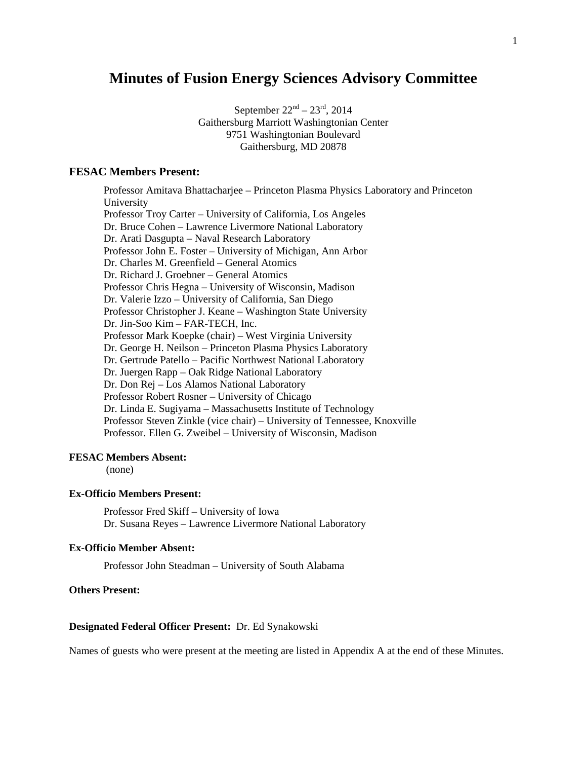# Minutes of Fusion Energy Sciences Advisory Committee

September 22nd – 23rd, 2014
Gaithersburg Marriott Washingtonian Center
9751 Washingtonian Boulevard
Gaithersburg, MD 20878

## FESAC Members Present:

Professor Amitava Bhattacharjee – Princeton Plasma Physics Laboratory and Princeton University
Professor Troy Carter – University of California, Los Angeles
Dr. Bruce Cohen – Lawrence Livermore National Laboratory
Dr. Arati Dasgupta – Naval Research Laboratory
Professor John E. Foster – University of Michigan, Ann Arbor
Dr. Charles M. Greenfield – General Atomics
Dr. Richard J. Groebner – General Atomics
Professor Chris Hegna – University of Wisconsin, Madison
Dr. Valerie Izzo – University of California, San Diego
Professor Christopher J. Keane – Washington State University
Dr. Jin-Soo Kim – FAR-TECH, Inc.
Professor Mark Koepke (chair) – West Virginia University
Dr. George H. Neilson – Princeton Plasma Physics Laboratory
Dr. Gertrude Patello – Pacific Northwest National Laboratory
Dr. Juergen Rapp – Oak Ridge National Laboratory
Dr. Don Rej – Los Alamos National Laboratory
Professor Robert Rosner – University of Chicago
Dr. Linda E. Sugiyama – Massachusetts Institute of Technology
Professor Steven Zinkle (vice chair) – University of Tennessee, Knoxville
Professor. Ellen G. Zweibel – University of Wisconsin, Madison

### FESAC Members Absent:

(none)

### Ex-Officio Members Present:

Professor Fred Skiff – University of Iowa
Dr. Susana Reyes – Lawrence Livermore National Laboratory

### Ex-Officio Member Absent:

Professor John Steadman – University of South Alabama

### Others Present:

**Designated Federal Officer Present:** Dr. Ed Synakowski

Names of guests who were present at the meeting are listed in Appendix A at the end of these Minutes.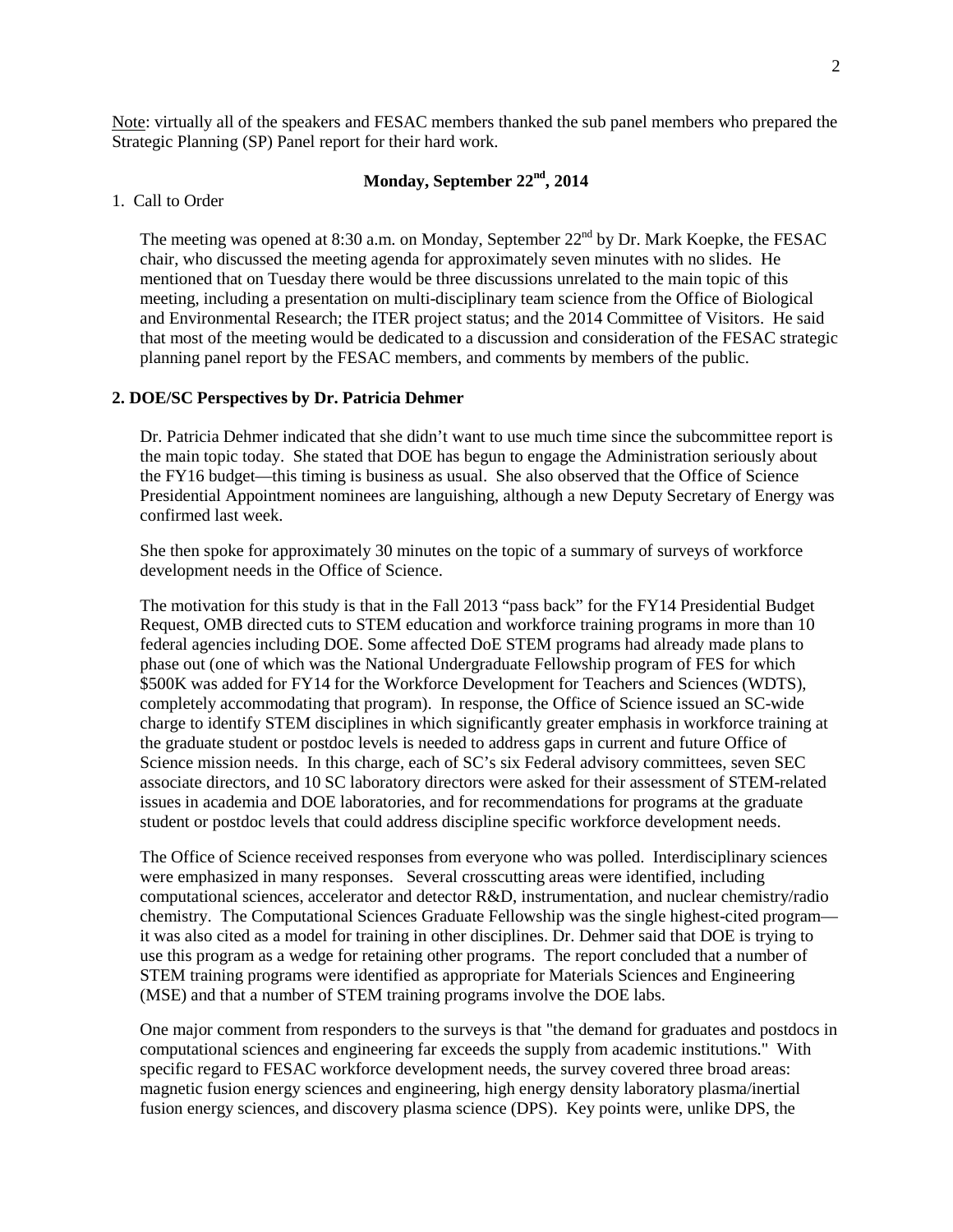Note: virtually all of the speakers and FESAC members thanked the sub panel members who prepared the Strategic Planning (SP) Panel report for their hard work.

## Monday, September 22nd, 2014

1. Call to Order

The meeting was opened at 8:30 a.m. on Monday, September 22nd by Dr. Mark Koepke, the FESAC chair, who discussed the meeting agenda for approximately seven minutes with no slides. He mentioned that on Tuesday there would be three discussions unrelated to the main topic of this meeting, including a presentation on multi-disciplinary team science from the Office of Biological and Environmental Research; the ITER project status; and the 2014 Committee of Visitors. He said that most of the meeting would be dedicated to a discussion and consideration of the FESAC strategic planning panel report by the FESAC members, and comments by members of the public.

**2. DOE/SC Perspectives by Dr. Patricia Dehmer**

Dr. Patricia Dehmer indicated that she didn't want to use much time since the subcommittee report is the main topic today. She stated that DOE has begun to engage the Administration seriously about the FY16 budget—this timing is business as usual. She also observed that the Office of Science Presidential Appointment nominees are languishing, although a new Deputy Secretary of Energy was confirmed last week.

She then spoke for approximately 30 minutes on the topic of a summary of surveys of workforce development needs in the Office of Science.

The motivation for this study is that in the Fall 2013 "pass back" for the FY14 Presidential Budget Request, OMB directed cuts to STEM education and workforce training programs in more than 10 federal agencies including DOE. Some affected DoE STEM programs had already made plans to phase out (one of which was the National Undergraduate Fellowship program of FES for which $500K was added for FY14 for the Workforce Development for Teachers and Sciences (WDTS), completely accommodating that program). In response, the Office of Science issued an SC-wide charge to identify STEM disciplines in which significantly greater emphasis in workforce training at the graduate student or postdoc levels is needed to address gaps in current and future Office of Science mission needs. In this charge, each of SC's six Federal advisory committees, seven SEC associate directors, and 10 SC laboratory directors were asked for their assessment of STEM-related issues in academia and DOE laboratories, and for recommendations for programs at the graduate student or postdoc levels that could address discipline specific workforce development needs.

The Office of Science received responses from everyone who was polled. Interdisciplinary sciences were emphasized in many responses. Several crosscutting areas were identified, including computational sciences, accelerator and detector R&D, instrumentation, and nuclear chemistry/radio chemistry. The Computational Sciences Graduate Fellowship was the single highest-cited program—it was also cited as a model for training in other disciplines. Dr. Dehmer said that DOE is trying to use this program as a wedge for retaining other programs. The report concluded that a number of STEM training programs were identified as appropriate for Materials Sciences and Engineering (MSE) and that a number of STEM training programs involve the DOE labs.

One major comment from responders to the surveys is that "the demand for graduates and postdocs in computational sciences and engineering far exceeds the supply from academic institutions." With specific regard to FESAC workforce development needs, the survey covered three broad areas: magnetic fusion energy sciences and engineering, high energy density laboratory plasma/inertial fusion energy sciences, and discovery plasma science (DPS). Key points were, unlike DPS, the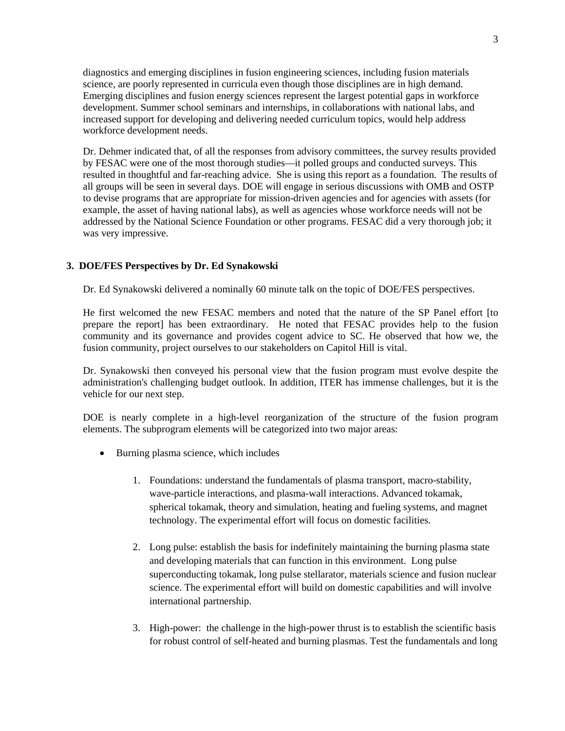diagnostics and emerging disciplines in fusion engineering sciences, including fusion materials science, are poorly represented in curricula even though those disciplines are in high demand. Emerging disciplines and fusion energy sciences represent the largest potential gaps in workforce development. Summer school seminars and internships, in collaborations with national labs, and increased support for developing and delivering needed curriculum topics, would help address workforce development needs.

Dr. Dehmer indicated that, of all the responses from advisory committees, the survey results provided by FESAC were one of the most thorough studies—it polled groups and conducted surveys. This resulted in thoughtful and far-reaching advice. She is using this report as a foundation. The results of all groups will be seen in several days. DOE will engage in serious discussions with OMB and OSTP to devise programs that are appropriate for mission-driven agencies and for agencies with assets (for example, the asset of having national labs), as well as agencies whose workforce needs will not be addressed by the National Science Foundation or other programs. FESAC did a very thorough job; it was very impressive.

### 3. DOE/FES Perspectives by Dr. Ed Synakowski

Dr. Ed Synakowski delivered a nominally 60 minute talk on the topic of DOE/FES perspectives.

He first welcomed the new FESAC members and noted that the nature of the SP Panel effort [to prepare the report] has been extraordinary. He noted that FESAC provides help to the fusion community and its governance and provides cogent advice to SC. He observed that how we, the fusion community, project ourselves to our stakeholders on Capitol Hill is vital.

Dr. Synakowski then conveyed his personal view that the fusion program must evolve despite the administration's challenging budget outlook. In addition, ITER has immense challenges, but it is the vehicle for our next step.

DOE is nearly complete in a high-level reorganization of the structure of the fusion program elements. The subprogram elements will be categorized into two major areas:

- Burning plasma science, which includes

    1. Foundations: understand the fundamentals of plasma transport, macro-stability, wave-particle interactions, and plasma-wall interactions. Advanced tokamak, spherical tokamak, theory and simulation, heating and fueling systems, and magnet technology. The experimental effort will focus on domestic facilities.

    2. Long pulse: establish the basis for indefinitely maintaining the burning plasma state and developing materials that can function in this environment. Long pulse superconducting tokamak, long pulse stellarator, materials science and fusion nuclear science. The experimental effort will build on domestic capabilities and will involve international partnership.

    3. High-power: the challenge in the high-power thrust is to establish the scientific basis for robust control of self-heated and burning plasmas. Test the fundamentals and long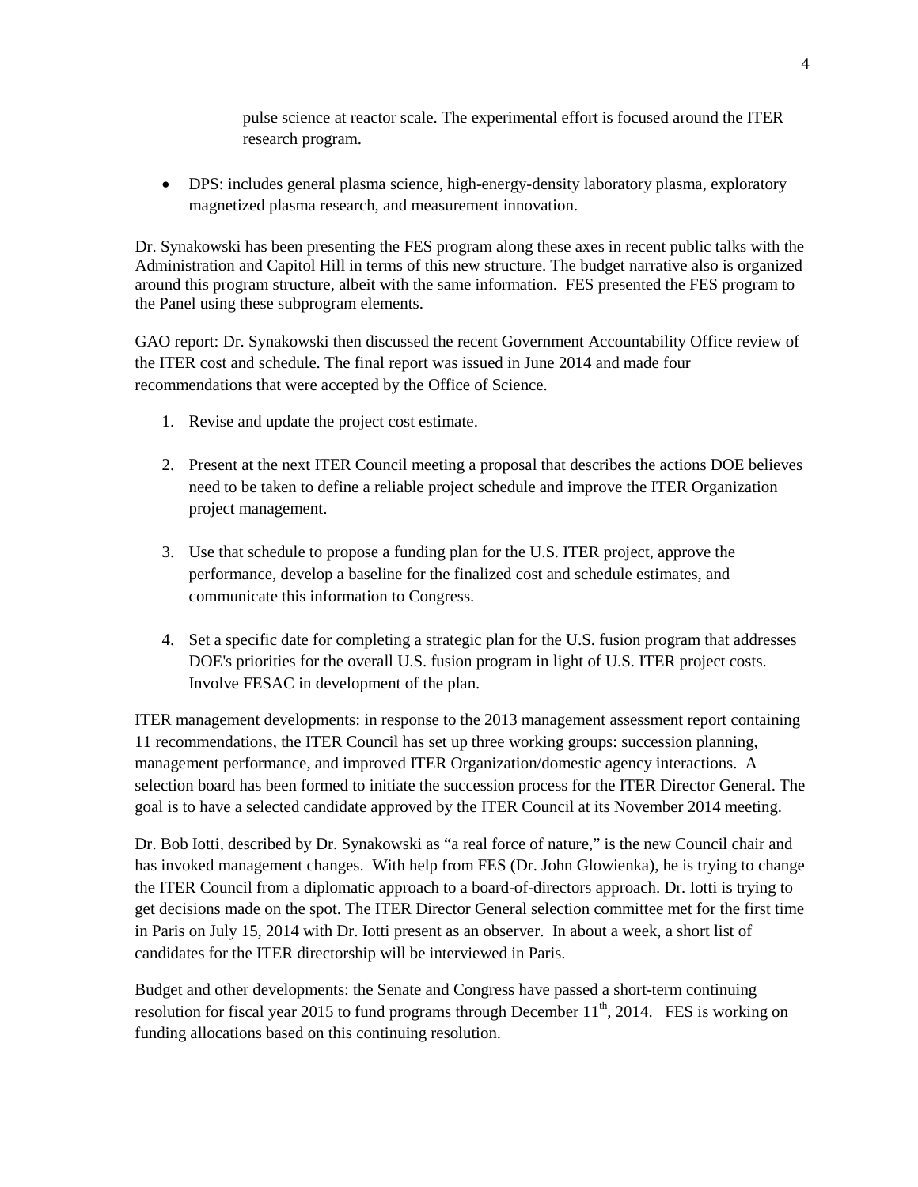pulse science at reactor scale. The experimental effort is focused around the ITER research program.

- DPS: includes general plasma science, high-energy-density laboratory plasma, exploratory magnetized plasma research, and measurement innovation.

Dr. Synakowski has been presenting the FES program along these axes in recent public talks with the Administration and Capitol Hill in terms of this new structure. The budget narrative also is organized around this program structure, albeit with the same information. FES presented the FES program to the Panel using these subprogram elements.

GAO report: Dr. Synakowski then discussed the recent Government Accountability Office review of the ITER cost and schedule. The final report was issued in June 2014 and made four recommendations that were accepted by the Office of Science.

1. Revise and update the project cost estimate.

2. Present at the next ITER Council meeting a proposal that describes the actions DOE believes need to be taken to define a reliable project schedule and improve the ITER Organization project management.

3. Use that schedule to propose a funding plan for the U.S. ITER project, approve the performance, develop a baseline for the finalized cost and schedule estimates, and communicate this information to Congress.

4. Set a specific date for completing a strategic plan for the U.S. fusion program that addresses DOE's priorities for the overall U.S. fusion program in light of U.S. ITER project costs. Involve FESAC in development of the plan.

ITER management developments: in response to the 2013 management assessment report containing 11 recommendations, the ITER Council has set up three working groups: succession planning, management performance, and improved ITER Organization/domestic agency interactions. A selection board has been formed to initiate the succession process for the ITER Director General. The goal is to have a selected candidate approved by the ITER Council at its November 2014 meeting.

Dr. Bob Iotti, described by Dr. Synakowski as "a real force of nature," is the new Council chair and has invoked management changes. With help from FES (Dr. John Glowienka), he is trying to change the ITER Council from a diplomatic approach to a board-of-directors approach. Dr. Iotti is trying to get decisions made on the spot. The ITER Director General selection committee met for the first time in Paris on July 15, 2014 with Dr. Iotti present as an observer. In about a week, a short list of candidates for the ITER directorship will be interviewed in Paris.

Budget and other developments: the Senate and Congress have passed a short-term continuing resolution for fiscal year 2015 to fund programs through December 11th, 2014. FES is working on funding allocations based on this continuing resolution.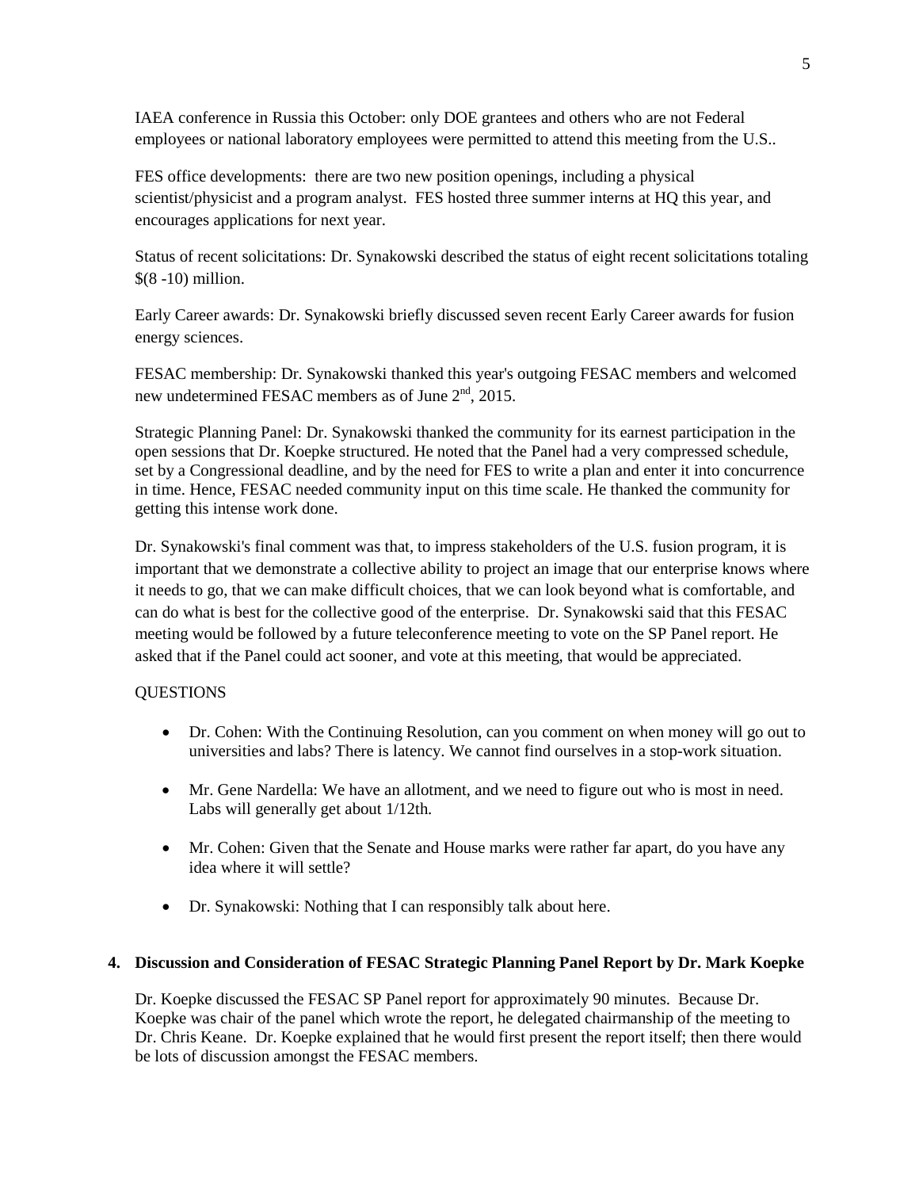IAEA conference in Russia this October: only DOE grantees and others who are not Federal employees or national laboratory employees were permitted to attend this meeting from the U.S..

FES office developments: there are two new position openings, including a physical scientist/physicist and a program analyst. FES hosted three summer interns at HQ this year, and encourages applications for next year.

Status of recent solicitations: Dr. Synakowski described the status of eight recent solicitations totaling $(8 -10) million.

Early Career awards: Dr. Synakowski briefly discussed seven recent Early Career awards for fusion energy sciences.

FESAC membership: Dr. Synakowski thanked this year's outgoing FESAC members and welcomed new undetermined FESAC members as of June 2nd, 2015.

Strategic Planning Panel: Dr. Synakowski thanked the community for its earnest participation in the open sessions that Dr. Koepke structured. He noted that the Panel had a very compressed schedule, set by a Congressional deadline, and by the need for FES to write a plan and enter it into concurrence in time. Hence, FESAC needed community input on this time scale. He thanked the community for getting this intense work done.

Dr. Synakowski's final comment was that, to impress stakeholders of the U.S. fusion program, it is important that we demonstrate a collective ability to project an image that our enterprise knows where it needs to go, that we can make difficult choices, that we can look beyond what is comfortable, and can do what is best for the collective good of the enterprise. Dr. Synakowski said that this FESAC meeting would be followed by a future teleconference meeting to vote on the SP Panel report. He asked that if the Panel could act sooner, and vote at this meeting, that would be appreciated.

QUESTIONS

- Dr. Cohen: With the Continuing Resolution, can you comment on when money will go out to universities and labs? There is latency. We cannot find ourselves in a stop-work situation.
- Mr. Gene Nardella: We have an allotment, and we need to figure out who is most in need. Labs will generally get about 1/12th.
- Mr. Cohen: Given that the Senate and House marks were rather far apart, do you have any idea where it will settle?
- Dr. Synakowski: Nothing that I can responsibly talk about here.

**4. Discussion and Consideration of FESAC Strategic Planning Panel Report by Dr. Mark Koepke**

Dr. Koepke discussed the FESAC SP Panel report for approximately 90 minutes. Because Dr. Koepke was chair of the panel which wrote the report, he delegated chairmanship of the meeting to Dr. Chris Keane. Dr. Koepke explained that he would first present the report itself; then there would be lots of discussion amongst the FESAC members.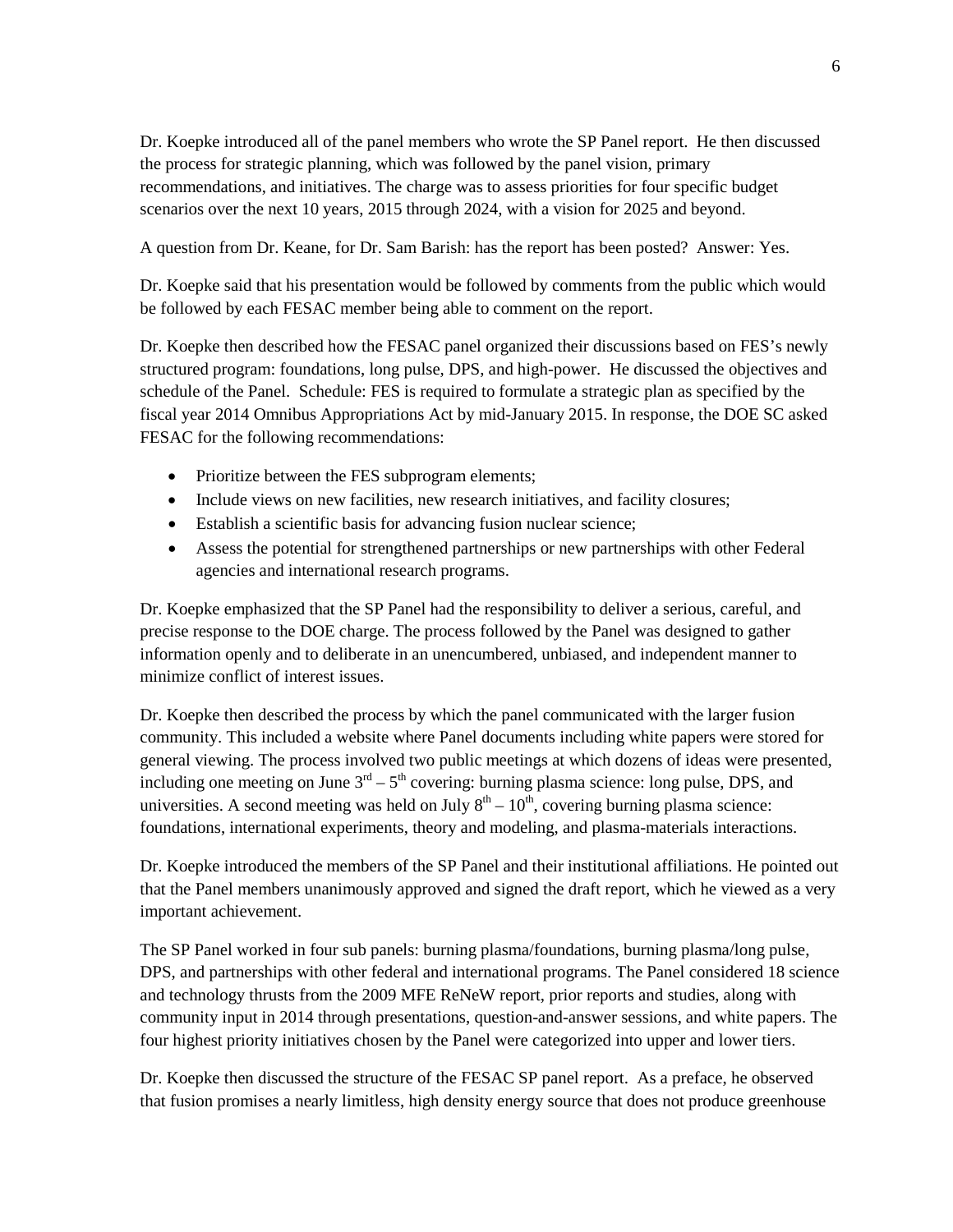Dr. Koepke introduced all of the panel members who wrote the SP Panel report. He then discussed the process for strategic planning, which was followed by the panel vision, primary recommendations, and initiatives. The charge was to assess priorities for four specific budget scenarios over the next 10 years, 2015 through 2024, with a vision for 2025 and beyond.

A question from Dr. Keane, for Dr. Sam Barish: has the report has been posted? Answer: Yes.

Dr. Koepke said that his presentation would be followed by comments from the public which would be followed by each FESAC member being able to comment on the report.

Dr. Koepke then described how the FESAC panel organized their discussions based on FES's newly structured program: foundations, long pulse, DPS, and high-power. He discussed the objectives and schedule of the Panel. Schedule: FES is required to formulate a strategic plan as specified by the fiscal year 2014 Omnibus Appropriations Act by mid-January 2015. In response, the DOE SC asked FESAC for the following recommendations:

- Prioritize between the FES subprogram elements;
- Include views on new facilities, new research initiatives, and facility closures;
- Establish a scientific basis for advancing fusion nuclear science;
- Assess the potential for strengthened partnerships or new partnerships with other Federal agencies and international research programs.

Dr. Koepke emphasized that the SP Panel had the responsibility to deliver a serious, careful, and precise response to the DOE charge. The process followed by the Panel was designed to gather information openly and to deliberate in an unencumbered, unbiased, and independent manner to minimize conflict of interest issues.

Dr. Koepke then described the process by which the panel communicated with the larger fusion community. This included a website where Panel documents including white papers were stored for general viewing. The process involved two public meetings at which dozens of ideas were presented, including one meeting on June 3rd – 5th covering: burning plasma science: long pulse, DPS, and universities. A second meeting was held on July 8th – 10th, covering burning plasma science: foundations, international experiments, theory and modeling, and plasma-materials interactions.

Dr. Koepke introduced the members of the SP Panel and their institutional affiliations. He pointed out that the Panel members unanimously approved and signed the draft report, which he viewed as a very important achievement.

The SP Panel worked in four sub panels: burning plasma/foundations, burning plasma/long pulse, DPS, and partnerships with other federal and international programs. The Panel considered 18 science and technology thrusts from the 2009 MFE ReNeW report, prior reports and studies, along with community input in 2014 through presentations, question-and-answer sessions, and white papers. The four highest priority initiatives chosen by the Panel were categorized into upper and lower tiers.

Dr. Koepke then discussed the structure of the FESAC SP panel report. As a preface, he observed that fusion promises a nearly limitless, high density energy source that does not produce greenhouse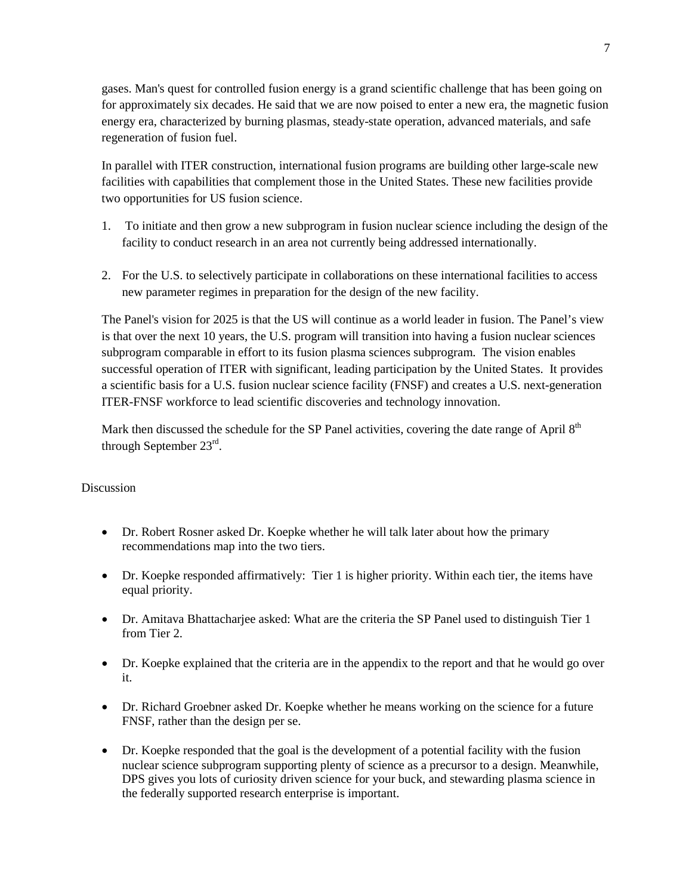gases. Man's quest for controlled fusion energy is a grand scientific challenge that has been going on for approximately six decades. He said that we are now poised to enter a new era, the magnetic fusion energy era, characterized by burning plasmas, steady-state operation, advanced materials, and safe regeneration of fusion fuel.

In parallel with ITER construction, international fusion programs are building other large-scale new facilities with capabilities that complement those in the United States. These new facilities provide two opportunities for US fusion science.

1. To initiate and then grow a new subprogram in fusion nuclear science including the design of the facility to conduct research in an area not currently being addressed internationally.

2. For the U.S. to selectively participate in collaborations on these international facilities to access new parameter regimes in preparation for the design of the new facility.

The Panel's vision for 2025 is that the US will continue as a world leader in fusion. The Panel's view is that over the next 10 years, the U.S. program will transition into having a fusion nuclear sciences subprogram comparable in effort to its fusion plasma sciences subprogram. The vision enables successful operation of ITER with significant, leading participation by the United States. It provides a scientific basis for a U.S. fusion nuclear science facility (FNSF) and creates a U.S. next-generation ITER-FNSF workforce to lead scientific discoveries and technology innovation.

Mark then discussed the schedule for the SP Panel activities, covering the date range of April 8th through September 23rd.

Discussion

- Dr. Robert Rosner asked Dr. Koepke whether he will talk later about how the primary recommendations map into the two tiers.

- Dr. Koepke responded affirmatively: Tier 1 is higher priority. Within each tier, the items have equal priority.

- Dr. Amitava Bhattacharjee asked: What are the criteria the SP Panel used to distinguish Tier 1 from Tier 2.

- Dr. Koepke explained that the criteria are in the appendix to the report and that he would go over it.

- Dr. Richard Groebner asked Dr. Koepke whether he means working on the science for a future FNSF, rather than the design per se.

- Dr. Koepke responded that the goal is the development of a potential facility with the fusion nuclear science subprogram supporting plenty of science as a precursor to a design. Meanwhile, DPS gives you lots of curiosity driven science for your buck, and stewarding plasma science in the federally supported research enterprise is important.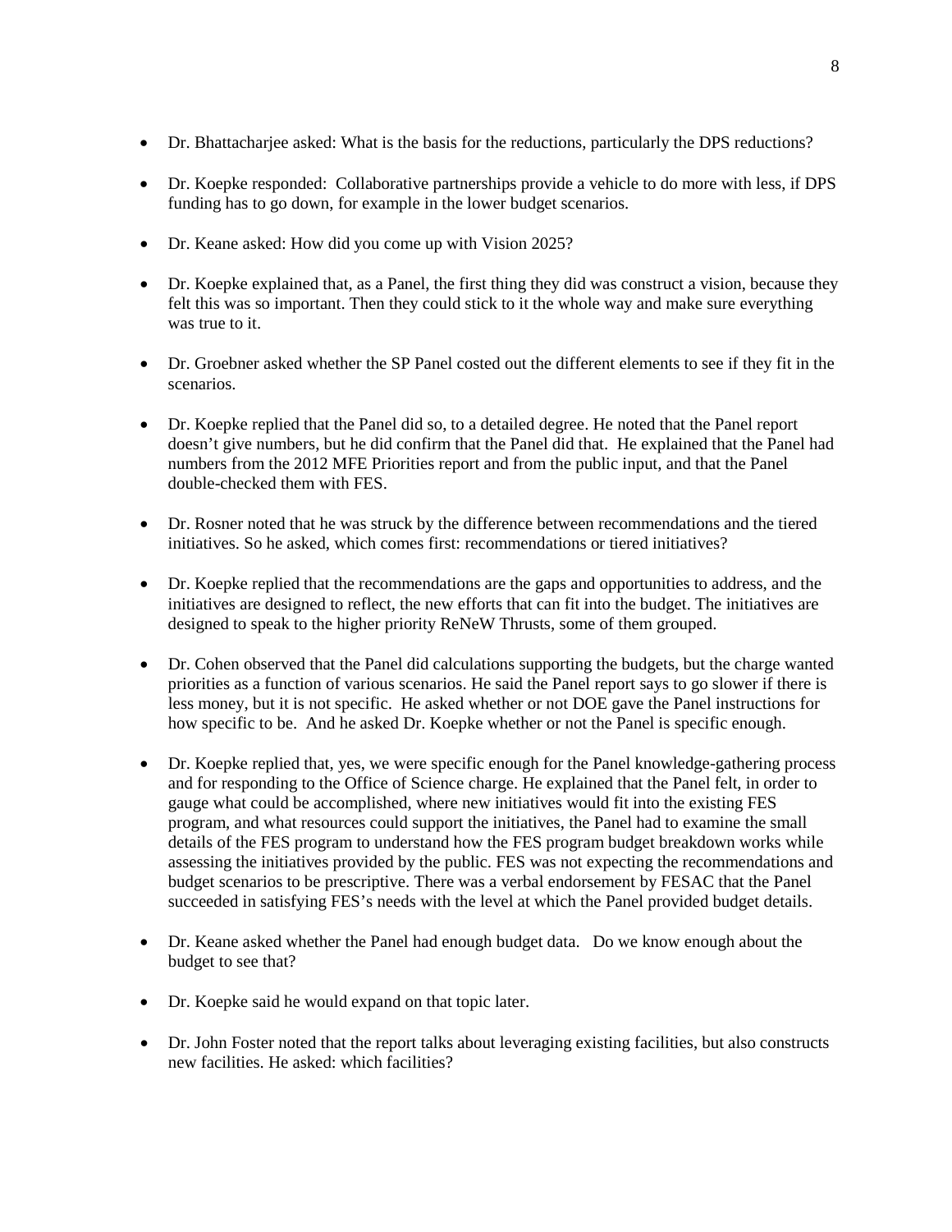- Dr. Bhattacharjee asked: What is the basis for the reductions, particularly the DPS reductions?

- Dr. Koepke responded: Collaborative partnerships provide a vehicle to do more with less, if DPS funding has to go down, for example in the lower budget scenarios.

- Dr. Keane asked: How did you come up with Vision 2025?

- Dr. Koepke explained that, as a Panel, the first thing they did was construct a vision, because they felt this was so important. Then they could stick to it the whole way and make sure everything was true to it.

- Dr. Groebner asked whether the SP Panel costed out the different elements to see if they fit in the scenarios.

- Dr. Koepke replied that the Panel did so, to a detailed degree. He noted that the Panel report doesn't give numbers, but he did confirm that the Panel did that. He explained that the Panel had numbers from the 2012 MFE Priorities report and from the public input, and that the Panel double-checked them with FES.

- Dr. Rosner noted that he was struck by the difference between recommendations and the tiered initiatives. So he asked, which comes first: recommendations or tiered initiatives?

- Dr. Koepke replied that the recommendations are the gaps and opportunities to address, and the initiatives are designed to reflect, the new efforts that can fit into the budget. The initiatives are designed to speak to the higher priority ReNeW Thrusts, some of them grouped.

- Dr. Cohen observed that the Panel did calculations supporting the budgets, but the charge wanted priorities as a function of various scenarios. He said the Panel report says to go slower if there is less money, but it is not specific. He asked whether or not DOE gave the Panel instructions for how specific to be. And he asked Dr. Koepke whether or not the Panel is specific enough.

- Dr. Koepke replied that, yes, we were specific enough for the Panel knowledge-gathering process and for responding to the Office of Science charge. He explained that the Panel felt, in order to gauge what could be accomplished, where new initiatives would fit into the existing FES program, and what resources could support the initiatives, the Panel had to examine the small details of the FES program to understand how the FES program budget breakdown works while assessing the initiatives provided by the public. FES was not expecting the recommendations and budget scenarios to be prescriptive. There was a verbal endorsement by FESAC that the Panel succeeded in satisfying FES's needs with the level at which the Panel provided budget details.

- Dr. Keane asked whether the Panel had enough budget data. Do we know enough about the budget to see that?

- Dr. Koepke said he would expand on that topic later.

- Dr. John Foster noted that the report talks about leveraging existing facilities, but also constructs new facilities. He asked: which facilities?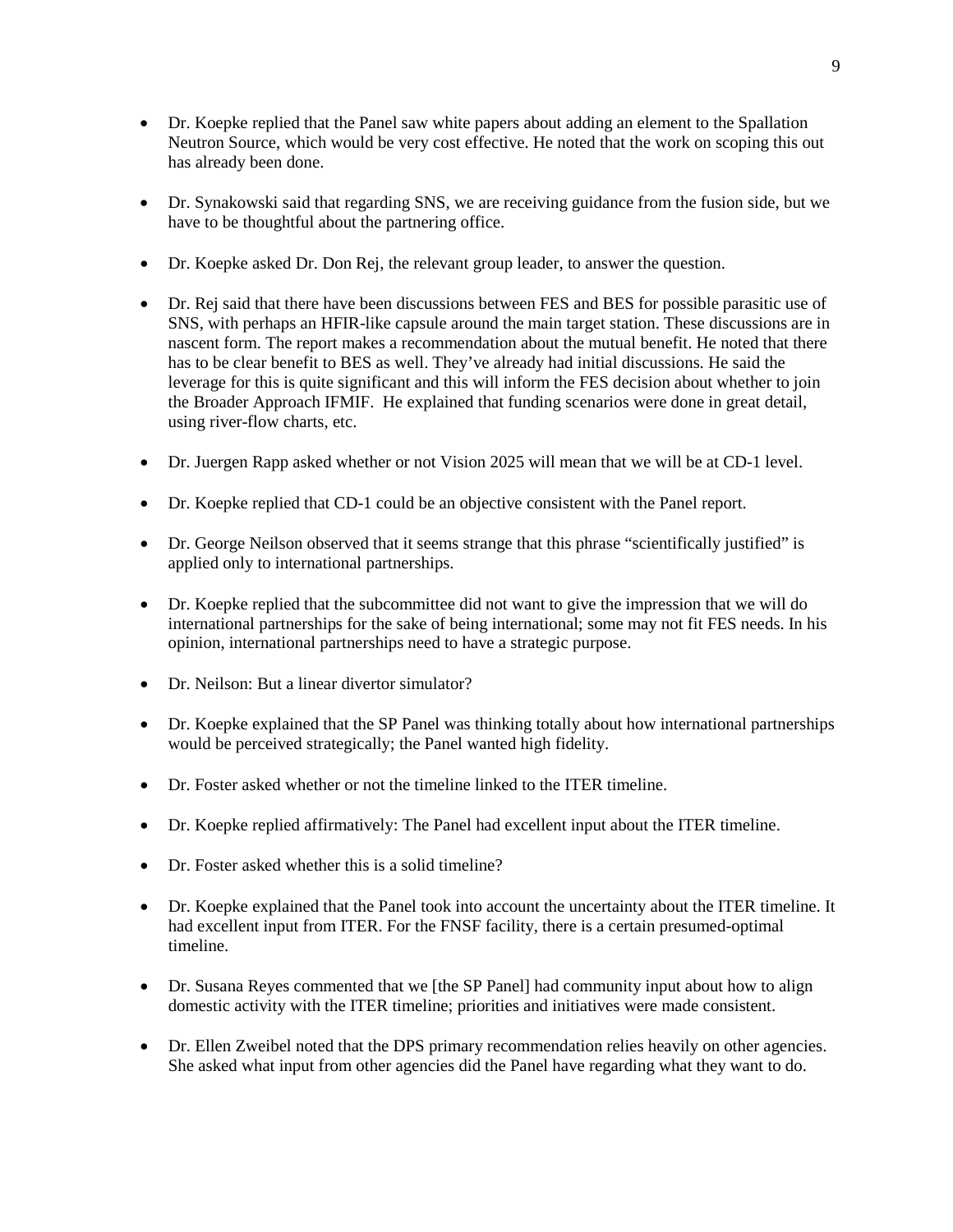- Dr. Koepke replied that the Panel saw white papers about adding an element to the Spallation Neutron Source, which would be very cost effective. He noted that the work on scoping this out has already been done.

- Dr. Synakowski said that regarding SNS, we are receiving guidance from the fusion side, but we have to be thoughtful about the partnering office.

- Dr. Koepke asked Dr. Don Rej, the relevant group leader, to answer the question.

- Dr. Rej said that there have been discussions between FES and BES for possible parasitic use of SNS, with perhaps an HFIR-like capsule around the main target station. These discussions are in nascent form. The report makes a recommendation about the mutual benefit. He noted that there has to be clear benefit to BES as well. They've already had initial discussions. He said the leverage for this is quite significant and this will inform the FES decision about whether to join the Broader Approach IFMIF. He explained that funding scenarios were done in great detail, using river-flow charts, etc.

- Dr. Juergen Rapp asked whether or not Vision 2025 will mean that we will be at CD-1 level.

- Dr. Koepke replied that CD-1 could be an objective consistent with the Panel report.

- Dr. George Neilson observed that it seems strange that this phrase "scientifically justified" is applied only to international partnerships.

- Dr. Koepke replied that the subcommittee did not want to give the impression that we will do international partnerships for the sake of being international; some may not fit FES needs. In his opinion, international partnerships need to have a strategic purpose.

- Dr. Neilson: But a linear divertor simulator?

- Dr. Koepke explained that the SP Panel was thinking totally about how international partnerships would be perceived strategically; the Panel wanted high fidelity.

- Dr. Foster asked whether or not the timeline linked to the ITER timeline.

- Dr. Koepke replied affirmatively: The Panel had excellent input about the ITER timeline.

- Dr. Foster asked whether this is a solid timeline?

- Dr. Koepke explained that the Panel took into account the uncertainty about the ITER timeline. It had excellent input from ITER. For the FNSF facility, there is a certain presumed-optimal timeline.

- Dr. Susana Reyes commented that we [the SP Panel] had community input about how to align domestic activity with the ITER timeline; priorities and initiatives were made consistent.

- Dr. Ellen Zweibel noted that the DPS primary recommendation relies heavily on other agencies. She asked what input from other agencies did the Panel have regarding what they want to do.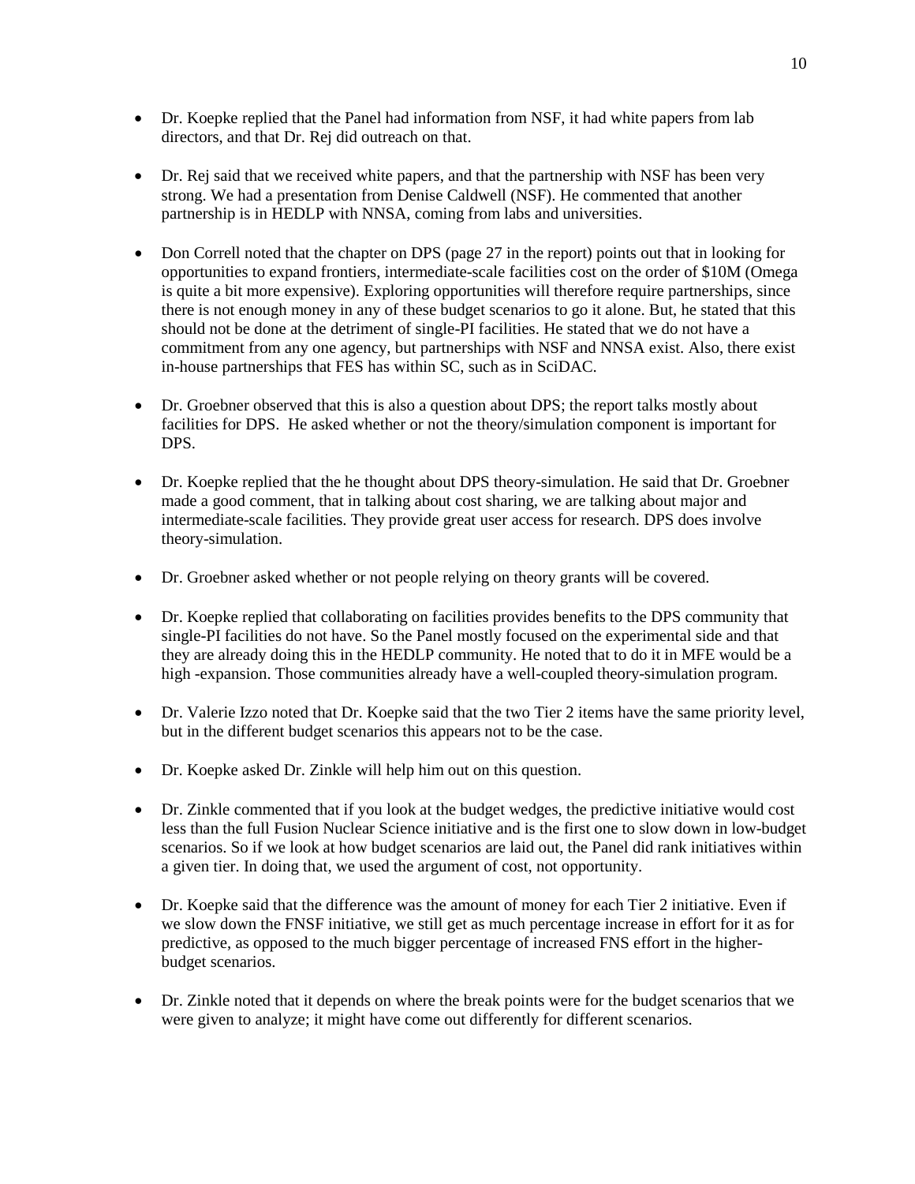- Dr. Koepke replied that the Panel had information from NSF, it had white papers from lab directors, and that Dr. Rej did outreach on that.

- Dr. Rej said that we received white papers, and that the partnership with NSF has been very strong. We had a presentation from Denise Caldwell (NSF). He commented that another partnership is in HEDLP with NNSA, coming from labs and universities.

- Don Correll noted that the chapter on DPS (page 27 in the report) points out that in looking for opportunities to expand frontiers, intermediate-scale facilities cost on the order of $10M (Omega is quite a bit more expensive). Exploring opportunities will therefore require partnerships, since there is not enough money in any of these budget scenarios to go it alone. But, he stated that this should not be done at the detriment of single-PI facilities. He stated that we do not have a commitment from any one agency, but partnerships with NSF and NNSA exist. Also, there exist in-house partnerships that FES has within SC, such as in SciDAC.

- Dr. Groebner observed that this is also a question about DPS; the report talks mostly about facilities for DPS. He asked whether or not the theory/simulation component is important for DPS.

- Dr. Koepke replied that the he thought about DPS theory-simulation. He said that Dr. Groebner made a good comment, that in talking about cost sharing, we are talking about major and intermediate-scale facilities. They provide great user access for research. DPS does involve theory-simulation.

- Dr. Groebner asked whether or not people relying on theory grants will be covered.

- Dr. Koepke replied that collaborating on facilities provides benefits to the DPS community that single-PI facilities do not have. So the Panel mostly focused on the experimental side and that they are already doing this in the HEDLP community. He noted that to do it in MFE would be a high -expansion. Those communities already have a well-coupled theory-simulation program.

- Dr. Valerie Izzo noted that Dr. Koepke said that the two Tier 2 items have the same priority level, but in the different budget scenarios this appears not to be the case.

- Dr. Koepke asked Dr. Zinkle will help him out on this question.

- Dr. Zinkle commented that if you look at the budget wedges, the predictive initiative would cost less than the full Fusion Nuclear Science initiative and is the first one to slow down in low-budget scenarios. So if we look at how budget scenarios are laid out, the Panel did rank initiatives within a given tier. In doing that, we used the argument of cost, not opportunity.

- Dr. Koepke said that the difference was the amount of money for each Tier 2 initiative. Even if we slow down the FNSF initiative, we still get as much percentage increase in effort for it as for predictive, as opposed to the much bigger percentage of increased FNS effort in the higher-budget scenarios.

- Dr. Zinkle noted that it depends on where the break points were for the budget scenarios that we were given to analyze; it might have come out differently for different scenarios.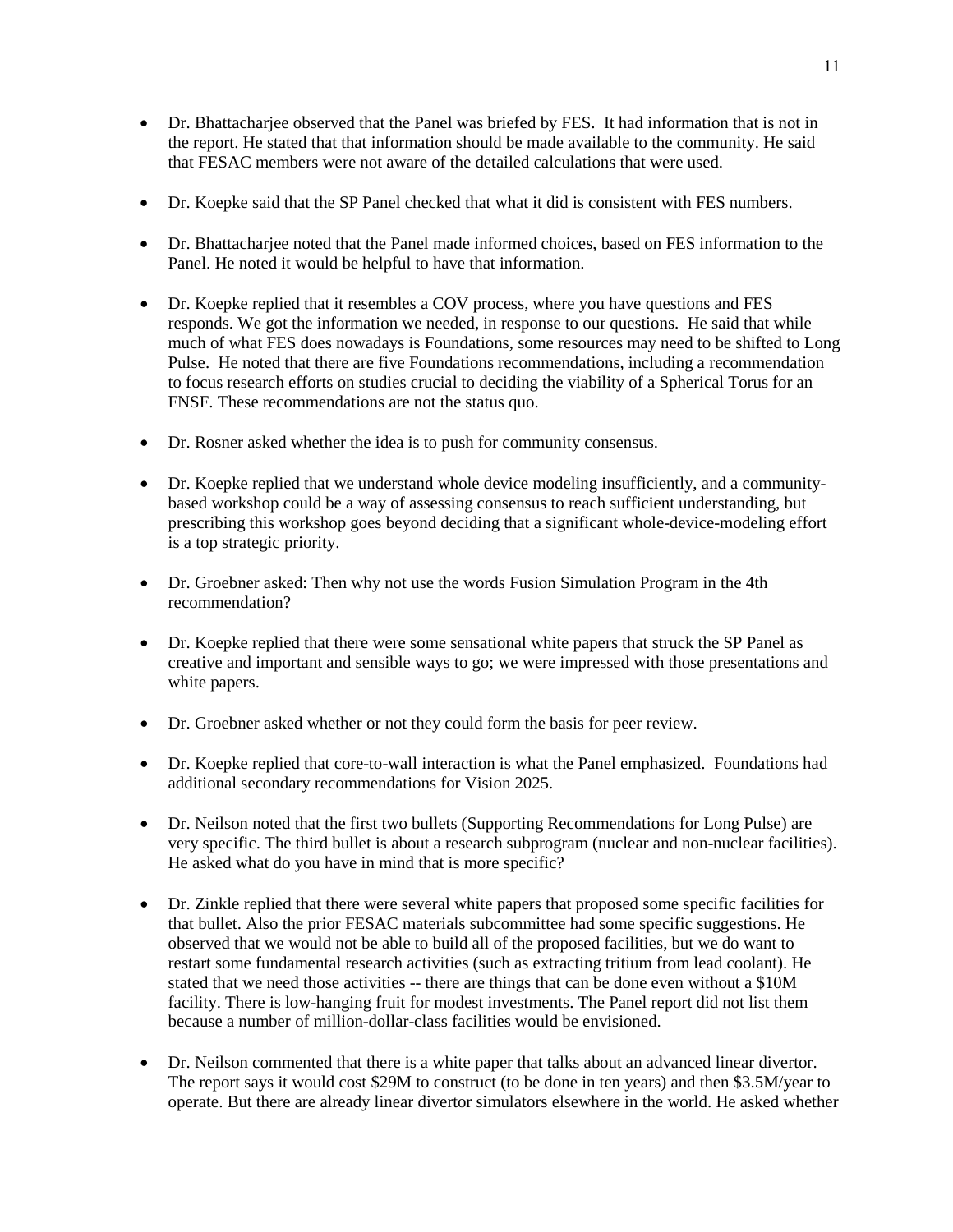- Dr. Bhattacharjee observed that the Panel was briefed by FES. It had information that is not in the report. He stated that that information should be made available to the community. He said that FESAC members were not aware of the detailed calculations that were used.

- Dr. Koepke said that the SP Panel checked that what it did is consistent with FES numbers.

- Dr. Bhattacharjee noted that the Panel made informed choices, based on FES information to the Panel. He noted it would be helpful to have that information.

- Dr. Koepke replied that it resembles a COV process, where you have questions and FES responds. We got the information we needed, in response to our questions. He said that while much of what FES does nowadays is Foundations, some resources may need to be shifted to Long Pulse. He noted that there are five Foundations recommendations, including a recommendation to focus research efforts on studies crucial to deciding the viability of a Spherical Torus for an FNSF. These recommendations are not the status quo.

- Dr. Rosner asked whether the idea is to push for community consensus.

- Dr. Koepke replied that we understand whole device modeling insufficiently, and a community-based workshop could be a way of assessing consensus to reach sufficient understanding, but prescribing this workshop goes beyond deciding that a significant whole-device-modeling effort is a top strategic priority.

- Dr. Groebner asked: Then why not use the words Fusion Simulation Program in the 4th recommendation?

- Dr. Koepke replied that there were some sensational white papers that struck the SP Panel as creative and important and sensible ways to go; we were impressed with those presentations and white papers.

- Dr. Groebner asked whether or not they could form the basis for peer review.

- Dr. Koepke replied that core-to-wall interaction is what the Panel emphasized. Foundations had additional secondary recommendations for Vision 2025.

- Dr. Neilson noted that the first two bullets (Supporting Recommendations for Long Pulse) are very specific. The third bullet is about a research subprogram (nuclear and non-nuclear facilities). He asked what do you have in mind that is more specific?

- Dr. Zinkle replied that there were several white papers that proposed some specific facilities for that bullet. Also the prior FESAC materials subcommittee had some specific suggestions. He observed that we would not be able to build all of the proposed facilities, but we do want to restart some fundamental research activities (such as extracting tritium from lead coolant). He stated that we need those activities -- there are things that can be done even without a $10M facility. There is low-hanging fruit for modest investments. The Panel report did not list them because a number of million-dollar-class facilities would be envisioned.

- Dr. Neilson commented that there is a white paper that talks about an advanced linear divertor. The report says it would cost $29M to construct (to be done in ten years) and then $3.5M/year to operate. But there are already linear divertor simulators elsewhere in the world. He asked whether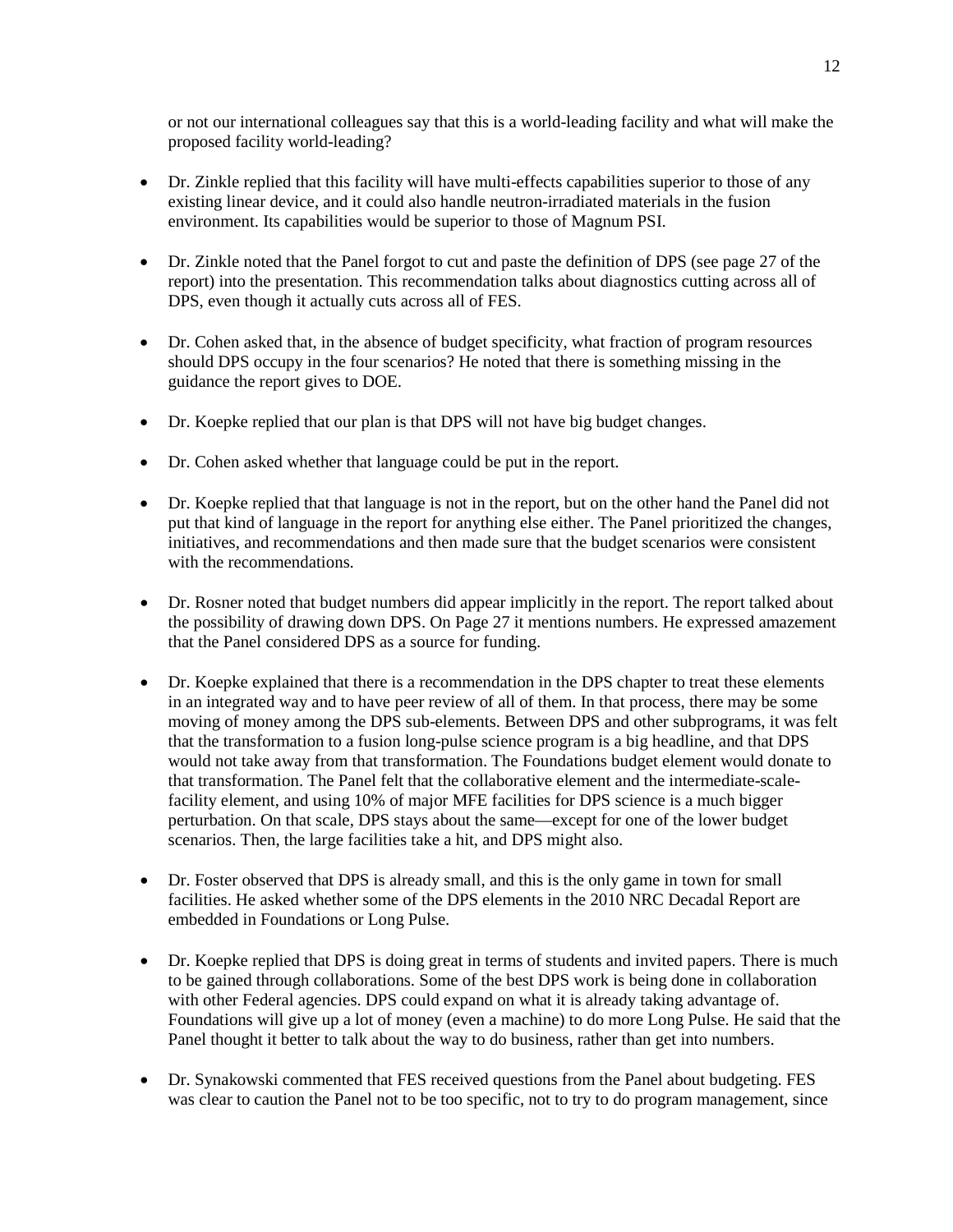or not our international colleagues say that this is a world-leading facility and what will make the proposed facility world-leading?

- Dr. Zinkle replied that this facility will have multi-effects capabilities superior to those of any existing linear device, and it could also handle neutron-irradiated materials in the fusion environment. Its capabilities would be superior to those of Magnum PSI.
- Dr. Zinkle noted that the Panel forgot to cut and paste the definition of DPS (see page 27 of the report) into the presentation. This recommendation talks about diagnostics cutting across all of DPS, even though it actually cuts across all of FES.
- Dr. Cohen asked that, in the absence of budget specificity, what fraction of program resources should DPS occupy in the four scenarios? He noted that there is something missing in the guidance the report gives to DOE.
- Dr. Koepke replied that our plan is that DPS will not have big budget changes.
- Dr. Cohen asked whether that language could be put in the report.
- Dr. Koepke replied that that language is not in the report, but on the other hand the Panel did not put that kind of language in the report for anything else either. The Panel prioritized the changes, initiatives, and recommendations and then made sure that the budget scenarios were consistent with the recommendations.
- Dr. Rosner noted that budget numbers did appear implicitly in the report. The report talked about the possibility of drawing down DPS. On Page 27 it mentions numbers. He expressed amazement that the Panel considered DPS as a source for funding.
- Dr. Koepke explained that there is a recommendation in the DPS chapter to treat these elements in an integrated way and to have peer review of all of them. In that process, there may be some moving of money among the DPS sub-elements. Between DPS and other subprograms, it was felt that the transformation to a fusion long-pulse science program is a big headline, and that DPS would not take away from that transformation. The Foundations budget element would donate to that transformation. The Panel felt that the collaborative element and the intermediate-scale-facility element, and using 10% of major MFE facilities for DPS science is a much bigger perturbation. On that scale, DPS stays about the same—except for one of the lower budget scenarios. Then, the large facilities take a hit, and DPS might also.
- Dr. Foster observed that DPS is already small, and this is the only game in town for small facilities. He asked whether some of the DPS elements in the 2010 NRC Decadal Report are embedded in Foundations or Long Pulse.
- Dr. Koepke replied that DPS is doing great in terms of students and invited papers. There is much to be gained through collaborations. Some of the best DPS work is being done in collaboration with other Federal agencies. DPS could expand on what it is already taking advantage of. Foundations will give up a lot of money (even a machine) to do more Long Pulse. He said that the Panel thought it better to talk about the way to do business, rather than get into numbers.
- Dr. Synakowski commented that FES received questions from the Panel about budgeting. FES was clear to caution the Panel not to be too specific, not to try to do program management, since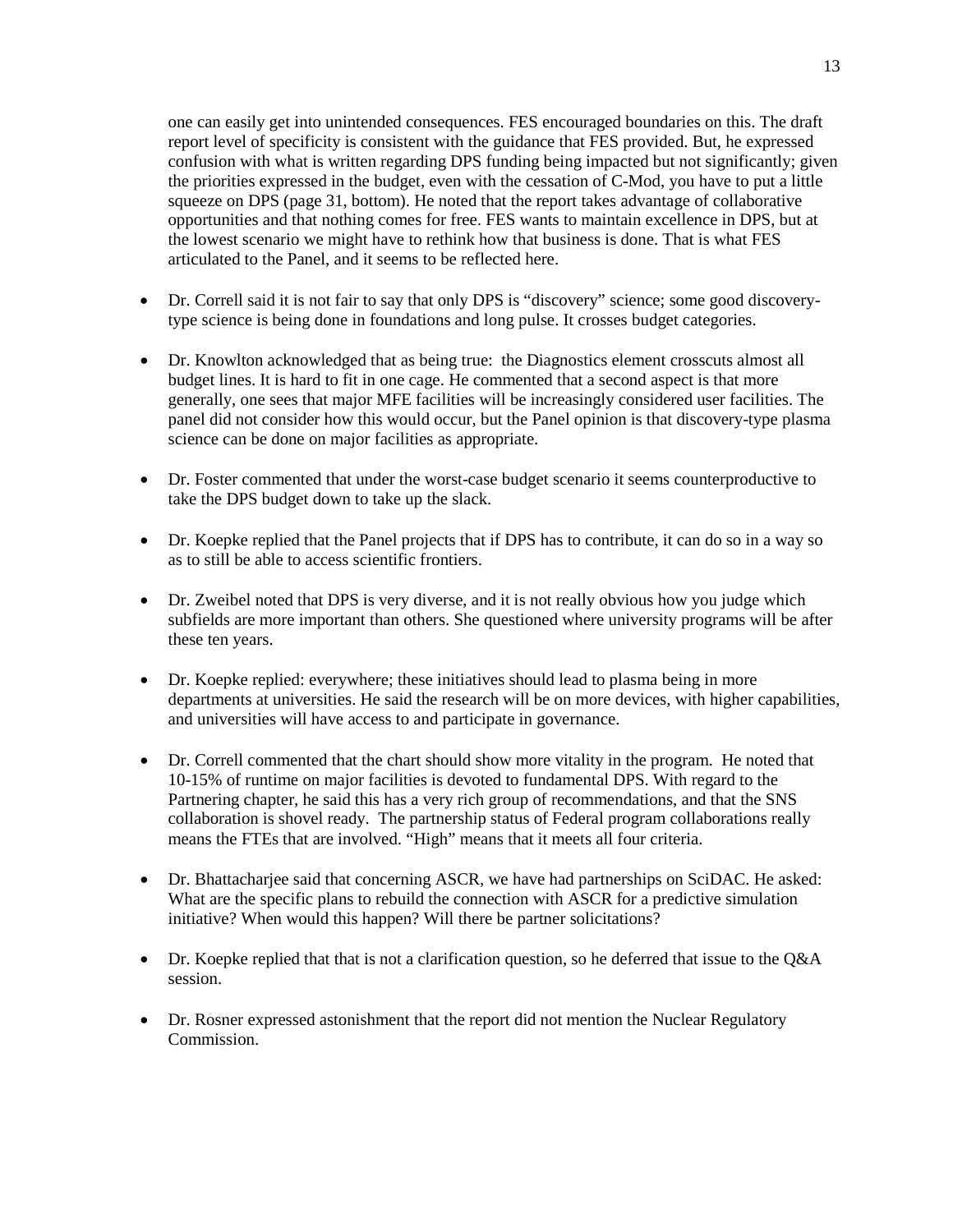one can easily get into unintended consequences. FES encouraged boundaries on this. The draft report level of specificity is consistent with the guidance that FES provided. But, he expressed confusion with what is written regarding DPS funding being impacted but not significantly; given the priorities expressed in the budget, even with the cessation of C-Mod, you have to put a little squeeze on DPS (page 31, bottom). He noted that the report takes advantage of collaborative opportunities and that nothing comes for free. FES wants to maintain excellence in DPS, but at the lowest scenario we might have to rethink how that business is done. That is what FES articulated to the Panel, and it seems to be reflected here.

- Dr. Correll said it is not fair to say that only DPS is "discovery" science; some good discovery-type science is being done in foundations and long pulse. It crosses budget categories.

- Dr. Knowlton acknowledged that as being true: the Diagnostics element crosscuts almost all budget lines. It is hard to fit in one cage. He commented that a second aspect is that more generally, one sees that major MFE facilities will be increasingly considered user facilities. The panel did not consider how this would occur, but the Panel opinion is that discovery-type plasma science can be done on major facilities as appropriate.

- Dr. Foster commented that under the worst-case budget scenario it seems counterproductive to take the DPS budget down to take up the slack.

- Dr. Koepke replied that the Panel projects that if DPS has to contribute, it can do so in a way so as to still be able to access scientific frontiers.

- Dr. Zweibel noted that DPS is very diverse, and it is not really obvious how you judge which subfields are more important than others. She questioned where university programs will be after these ten years.

- Dr. Koepke replied: everywhere; these initiatives should lead to plasma being in more departments at universities. He said the research will be on more devices, with higher capabilities, and universities will have access to and participate in governance.

- Dr. Correll commented that the chart should show more vitality in the program. He noted that 10-15% of runtime on major facilities is devoted to fundamental DPS. With regard to the Partnering chapter, he said this has a very rich group of recommendations, and that the SNS collaboration is shovel ready. The partnership status of Federal program collaborations really means the FTEs that are involved. "High" means that it meets all four criteria.

- Dr. Bhattacharjee said that concerning ASCR, we have had partnerships on SciDAC. He asked: What are the specific plans to rebuild the connection with ASCR for a predictive simulation initiative? When would this happen? Will there be partner solicitations?

- Dr. Koepke replied that that is not a clarification question, so he deferred that issue to the Q&A session.

- Dr. Rosner expressed astonishment that the report did not mention the Nuclear Regulatory Commission.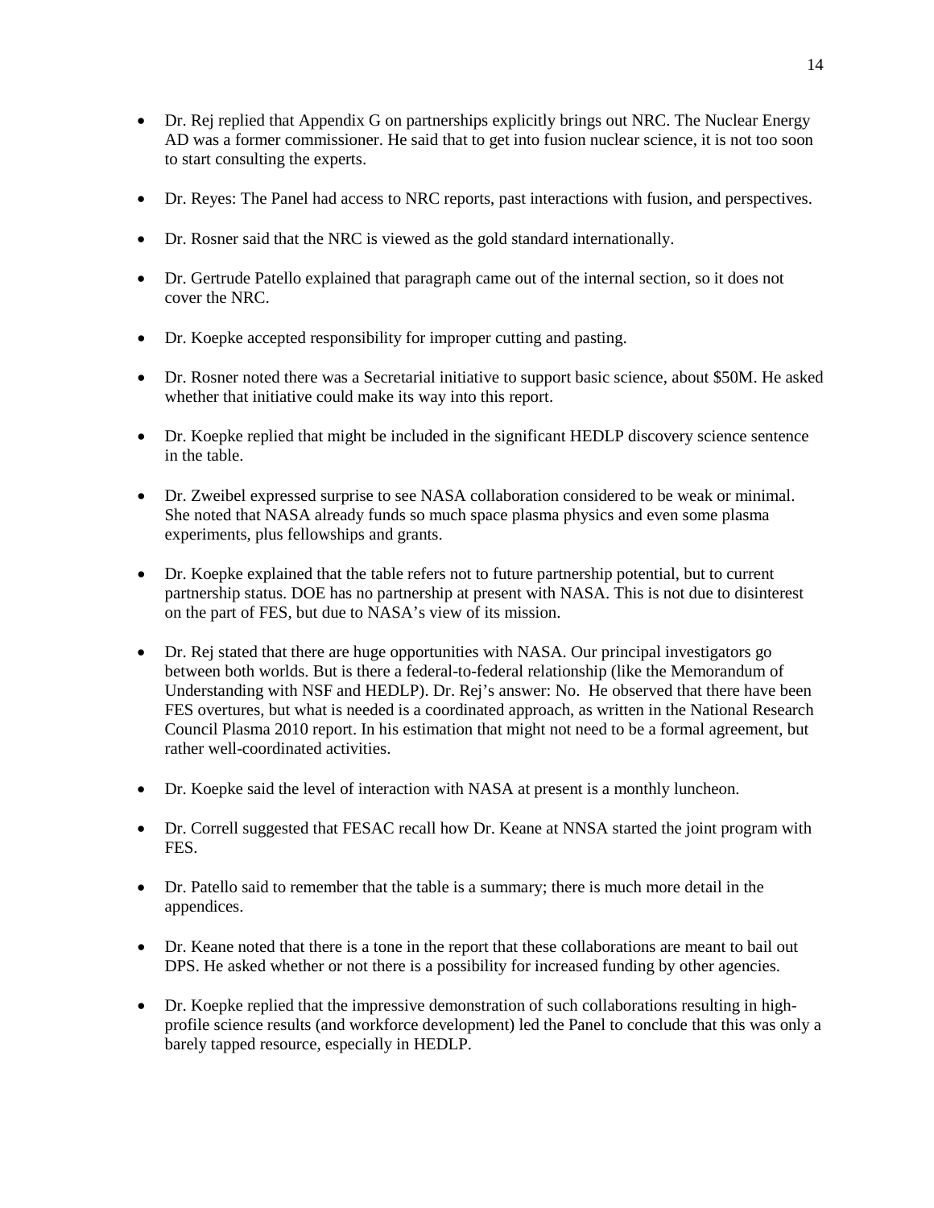- Dr. Rej replied that Appendix G on partnerships explicitly brings out NRC. The Nuclear Energy AD was a former commissioner. He said that to get into fusion nuclear science, it is not too soon to start consulting the experts.

- Dr. Reyes: The Panel had access to NRC reports, past interactions with fusion, and perspectives.

- Dr. Rosner said that the NRC is viewed as the gold standard internationally.

- Dr. Gertrude Patello explained that paragraph came out of the internal section, so it does not cover the NRC.

- Dr. Koepke accepted responsibility for improper cutting and pasting.

- Dr. Rosner noted there was a Secretarial initiative to support basic science, about $50M. He asked whether that initiative could make its way into this report.

- Dr. Koepke replied that might be included in the significant HEDLP discovery science sentence in the table.

- Dr. Zweibel expressed surprise to see NASA collaboration considered to be weak or minimal. She noted that NASA already funds so much space plasma physics and even some plasma experiments, plus fellowships and grants.

- Dr. Koepke explained that the table refers not to future partnership potential, but to current partnership status. DOE has no partnership at present with NASA. This is not due to disinterest on the part of FES, but due to NASA's view of its mission.

- Dr. Rej stated that there are huge opportunities with NASA. Our principal investigators go between both worlds. But is there a federal-to-federal relationship (like the Memorandum of Understanding with NSF and HEDLP). Dr. Rej's answer: No. He observed that there have been FES overtures, but what is needed is a coordinated approach, as written in the National Research Council Plasma 2010 report. In his estimation that might not need to be a formal agreement, but rather well-coordinated activities.

- Dr. Koepke said the level of interaction with NASA at present is a monthly luncheon.

- Dr. Correll suggested that FESAC recall how Dr. Keane at NNSA started the joint program with FES.

- Dr. Patello said to remember that the table is a summary; there is much more detail in the appendices.

- Dr. Keane noted that there is a tone in the report that these collaborations are meant to bail out DPS. He asked whether or not there is a possibility for increased funding by other agencies.

- Dr. Koepke replied that the impressive demonstration of such collaborations resulting in high-profile science results (and workforce development) led the Panel to conclude that this was only a barely tapped resource, especially in HEDLP.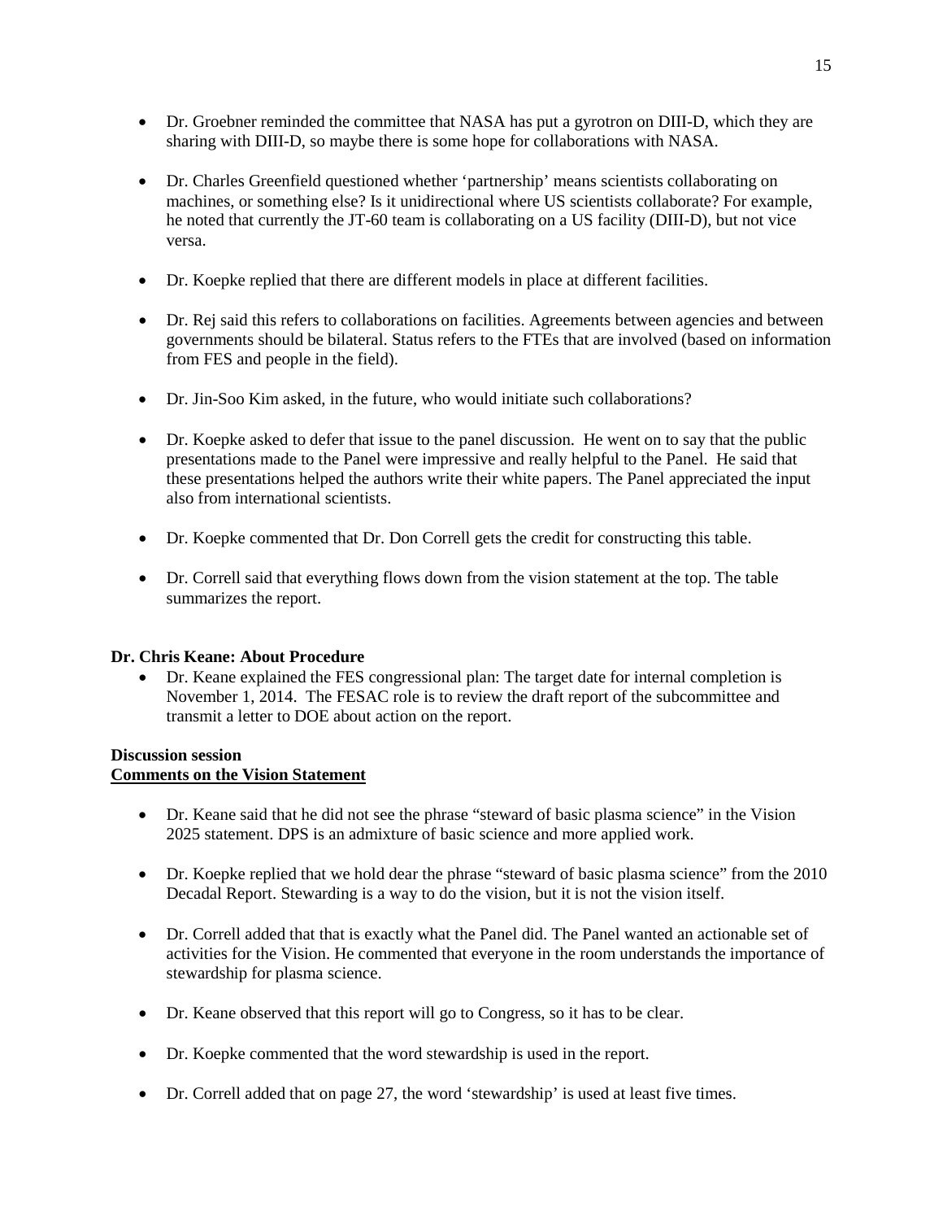- Dr. Groebner reminded the committee that NASA has put a gyrotron on DIII-D, which they are sharing with DIII-D, so maybe there is some hope for collaborations with NASA.

- Dr. Charles Greenfield questioned whether 'partnership' means scientists collaborating on machines, or something else? Is it unidirectional where US scientists collaborate? For example, he noted that currently the JT-60 team is collaborating on a US facility (DIII-D), but not vice versa.

- Dr. Koepke replied that there are different models in place at different facilities.

- Dr. Rej said this refers to collaborations on facilities. Agreements between agencies and between governments should be bilateral. Status refers to the FTEs that are involved (based on information from FES and people in the field).

- Dr. Jin-Soo Kim asked, in the future, who would initiate such collaborations?

- Dr. Koepke asked to defer that issue to the panel discussion. He went on to say that the public presentations made to the Panel were impressive and really helpful to the Panel. He said that these presentations helped the authors write their white papers. The Panel appreciated the input also from international scientists.

- Dr. Koepke commented that Dr. Don Correll gets the credit for constructing this table.

- Dr. Correll said that everything flows down from the vision statement at the top. The table summarizes the report.

**Dr. Chris Keane: About Procedure**

- Dr. Keane explained the FES congressional plan: The target date for internal completion is November 1, 2014. The FESAC role is to review the draft report of the subcommittee and transmit a letter to DOE about action on the report.

**Discussion session**

**<u>Comments on the Vision Statement</u>**

- Dr. Keane said that he did not see the phrase "steward of basic plasma science" in the Vision 2025 statement. DPS is an admixture of basic science and more applied work.

- Dr. Koepke replied that we hold dear the phrase "steward of basic plasma science" from the 2010 Decadal Report. Stewarding is a way to do the vision, but it is not the vision itself.

- Dr. Correll added that that is exactly what the Panel did. The Panel wanted an actionable set of activities for the Vision. He commented that everyone in the room understands the importance of stewardship for plasma science.

- Dr. Keane observed that this report will go to Congress, so it has to be clear.

- Dr. Koepke commented that the word stewardship is used in the report.

- Dr. Correll added that on page 27, the word 'stewardship' is used at least five times.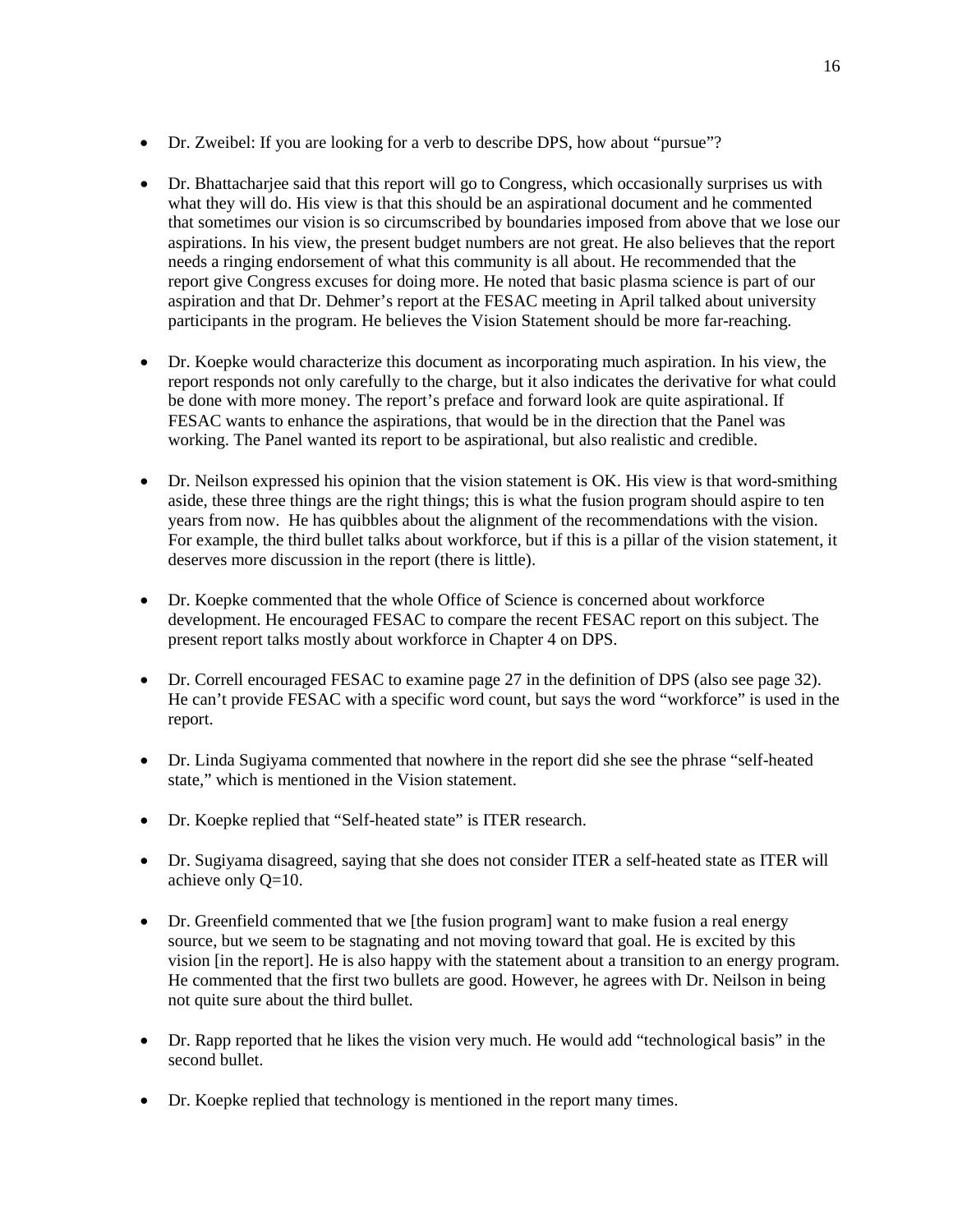- Dr. Zweibel: If you are looking for a verb to describe DPS, how about "pursue"?

- Dr. Bhattacharjee said that this report will go to Congress, which occasionally surprises us with what they will do. His view is that this should be an aspirational document and he commented that sometimes our vision is so circumscribed by boundaries imposed from above that we lose our aspirations. In his view, the present budget numbers are not great. He also believes that the report needs a ringing endorsement of what this community is all about. He recommended that the report give Congress excuses for doing more. He noted that basic plasma science is part of our aspiration and that Dr. Dehmer's report at the FESAC meeting in April talked about university participants in the program. He believes the Vision Statement should be more far-reaching.

- Dr. Koepke would characterize this document as incorporating much aspiration. In his view, the report responds not only carefully to the charge, but it also indicates the derivative for what could be done with more money. The report's preface and forward look are quite aspirational. If FESAC wants to enhance the aspirations, that would be in the direction that the Panel was working. The Panel wanted its report to be aspirational, but also realistic and credible.

- Dr. Neilson expressed his opinion that the vision statement is OK. His view is that word-smithing aside, these three things are the right things; this is what the fusion program should aspire to ten years from now. He has quibbles about the alignment of the recommendations with the vision. For example, the third bullet talks about workforce, but if this is a pillar of the vision statement, it deserves more discussion in the report (there is little).

- Dr. Koepke commented that the whole Office of Science is concerned about workforce development. He encouraged FESAC to compare the recent FESAC report on this subject. The present report talks mostly about workforce in Chapter 4 on DPS.

- Dr. Correll encouraged FESAC to examine page 27 in the definition of DPS (also see page 32). He can't provide FESAC with a specific word count, but says the word "workforce" is used in the report.

- Dr. Linda Sugiyama commented that nowhere in the report did she see the phrase "self-heated state," which is mentioned in the Vision statement.

- Dr. Koepke replied that "Self-heated state" is ITER research.

- Dr. Sugiyama disagreed, saying that she does not consider ITER a self-heated state as ITER will achieve only Q=10.

- Dr. Greenfield commented that we [the fusion program] want to make fusion a real energy source, but we seem to be stagnating and not moving toward that goal. He is excited by this vision [in the report]. He is also happy with the statement about a transition to an energy program. He commented that the first two bullets are good. However, he agrees with Dr. Neilson in being not quite sure about the third bullet.

- Dr. Rapp reported that he likes the vision very much. He would add "technological basis" in the second bullet.

- Dr. Koepke replied that technology is mentioned in the report many times.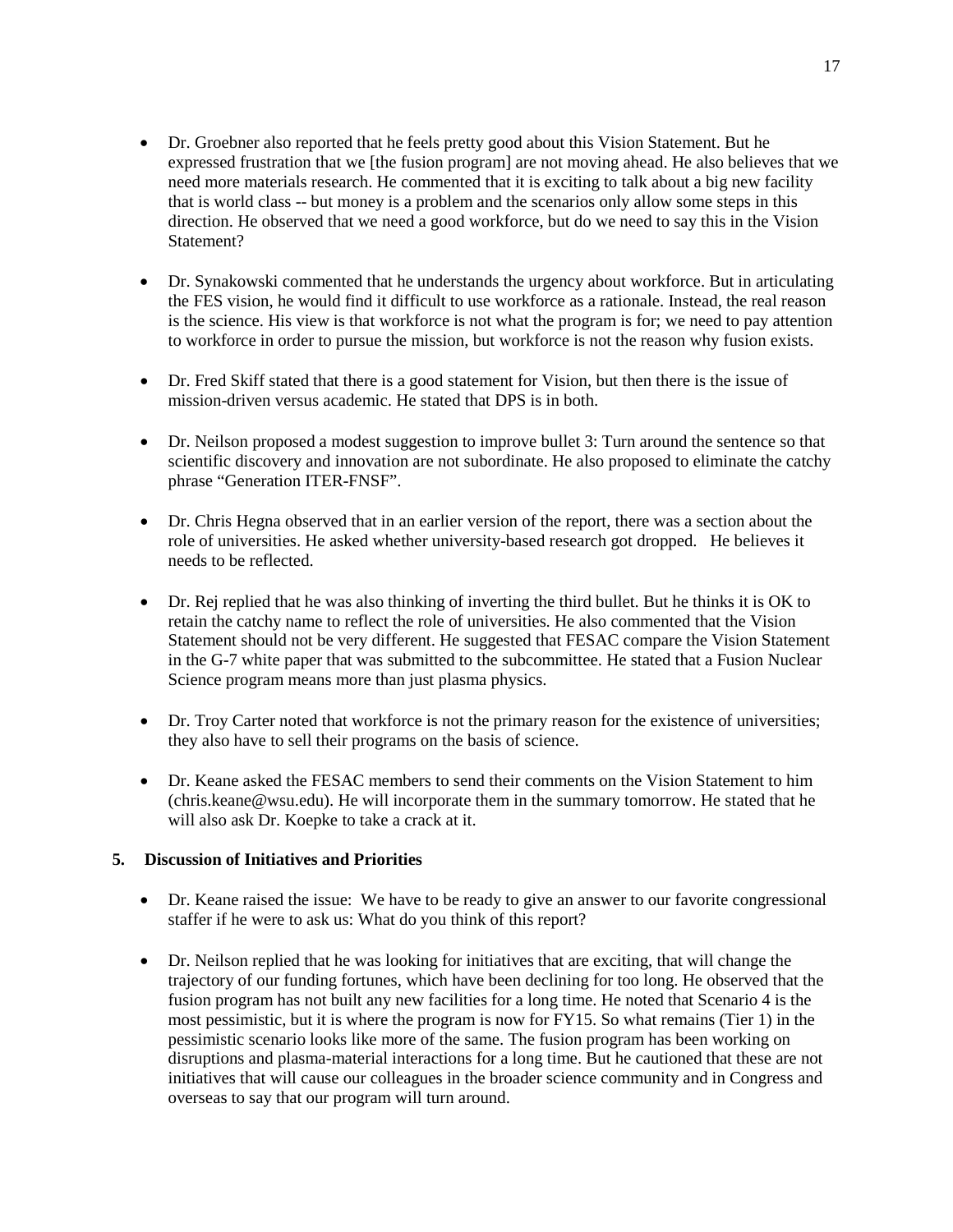- Dr. Groebner also reported that he feels pretty good about this Vision Statement. But he expressed frustration that we [the fusion program] are not moving ahead. He also believes that we need more materials research. He commented that it is exciting to talk about a big new facility that is world class -- but money is a problem and the scenarios only allow some steps in this direction. He observed that we need a good workforce, but do we need to say this in the Vision Statement?

- Dr. Synakowski commented that he understands the urgency about workforce. But in articulating the FES vision, he would find it difficult to use workforce as a rationale. Instead, the real reason is the science. His view is that workforce is not what the program is for; we need to pay attention to workforce in order to pursue the mission, but workforce is not the reason why fusion exists.

- Dr. Fred Skiff stated that there is a good statement for Vision, but then there is the issue of mission-driven versus academic. He stated that DPS is in both.

- Dr. Neilson proposed a modest suggestion to improve bullet 3: Turn around the sentence so that scientific discovery and innovation are not subordinate. He also proposed to eliminate the catchy phrase "Generation ITER-FNSF".

- Dr. Chris Hegna observed that in an earlier version of the report, there was a section about the role of universities. He asked whether university-based research got dropped. He believes it needs to be reflected.

- Dr. Rej replied that he was also thinking of inverting the third bullet. But he thinks it is OK to retain the catchy name to reflect the role of universities. He also commented that the Vision Statement should not be very different. He suggested that FESAC compare the Vision Statement in the G-7 white paper that was submitted to the subcommittee. He stated that a Fusion Nuclear Science program means more than just plasma physics.

- Dr. Troy Carter noted that workforce is not the primary reason for the existence of universities; they also have to sell their programs on the basis of science.

- Dr. Keane asked the FESAC members to send their comments on the Vision Statement to him (chris.keane@wsu.edu). He will incorporate them in the summary tomorrow. He stated that he will also ask Dr. Koepke to take a crack at it.

## 5. Discussion of Initiatives and Priorities

- Dr. Keane raised the issue: We have to be ready to give an answer to our favorite congressional staffer if he were to ask us: What do you think of this report?

- Dr. Neilson replied that he was looking for initiatives that are exciting, that will change the trajectory of our funding fortunes, which have been declining for too long. He observed that the fusion program has not built any new facilities for a long time. He noted that Scenario 4 is the most pessimistic, but it is where the program is now for FY15. So what remains (Tier 1) in the pessimistic scenario looks like more of the same. The fusion program has been working on disruptions and plasma-material interactions for a long time. But he cautioned that these are not initiatives that will cause our colleagues in the broader science community and in Congress and overseas to say that our program will turn around.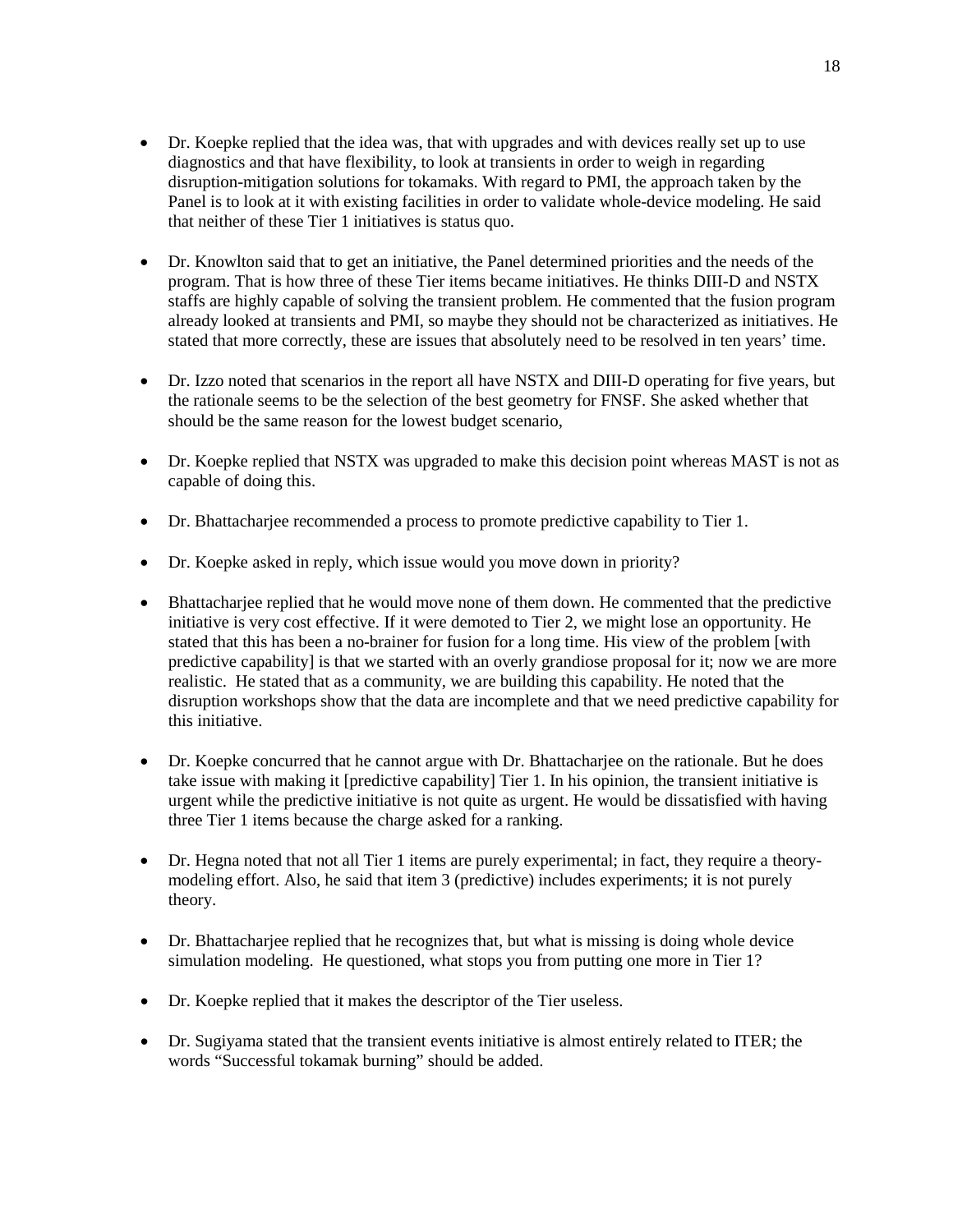- Dr. Koepke replied that the idea was, that with upgrades and with devices really set up to use diagnostics and that have flexibility, to look at transients in order to weigh in regarding disruption-mitigation solutions for tokamaks. With regard to PMI, the approach taken by the Panel is to look at it with existing facilities in order to validate whole-device modeling. He said that neither of these Tier 1 initiatives is status quo.

- Dr. Knowlton said that to get an initiative, the Panel determined priorities and the needs of the program. That is how three of these Tier items became initiatives. He thinks DIII-D and NSTX staffs are highly capable of solving the transient problem. He commented that the fusion program already looked at transients and PMI, so maybe they should not be characterized as initiatives. He stated that more correctly, these are issues that absolutely need to be resolved in ten years' time.

- Dr. Izzo noted that scenarios in the report all have NSTX and DIII-D operating for five years, but the rationale seems to be the selection of the best geometry for FNSF. She asked whether that should be the same reason for the lowest budget scenario,

- Dr. Koepke replied that NSTX was upgraded to make this decision point whereas MAST is not as capable of doing this.

- Dr. Bhattacharjee recommended a process to promote predictive capability to Tier 1.

- Dr. Koepke asked in reply, which issue would you move down in priority?

- Bhattacharjee replied that he would move none of them down. He commented that the predictive initiative is very cost effective. If it were demoted to Tier 2, we might lose an opportunity. He stated that this has been a no-brainer for fusion for a long time. His view of the problem [with predictive capability] is that we started with an overly grandiose proposal for it; now we are more realistic. He stated that as a community, we are building this capability. He noted that the disruption workshops show that the data are incomplete and that we need predictive capability for this initiative.

- Dr. Koepke concurred that he cannot argue with Dr. Bhattacharjee on the rationale. But he does take issue with making it [predictive capability] Tier 1. In his opinion, the transient initiative is urgent while the predictive initiative is not quite as urgent. He would be dissatisfied with having three Tier 1 items because the charge asked for a ranking.

- Dr. Hegna noted that not all Tier 1 items are purely experimental; in fact, they require a theory-modeling effort. Also, he said that item 3 (predictive) includes experiments; it is not purely theory.

- Dr. Bhattacharjee replied that he recognizes that, but what is missing is doing whole device simulation modeling. He questioned, what stops you from putting one more in Tier 1?

- Dr. Koepke replied that it makes the descriptor of the Tier useless.

- Dr. Sugiyama stated that the transient events initiative is almost entirely related to ITER; the words "Successful tokamak burning" should be added.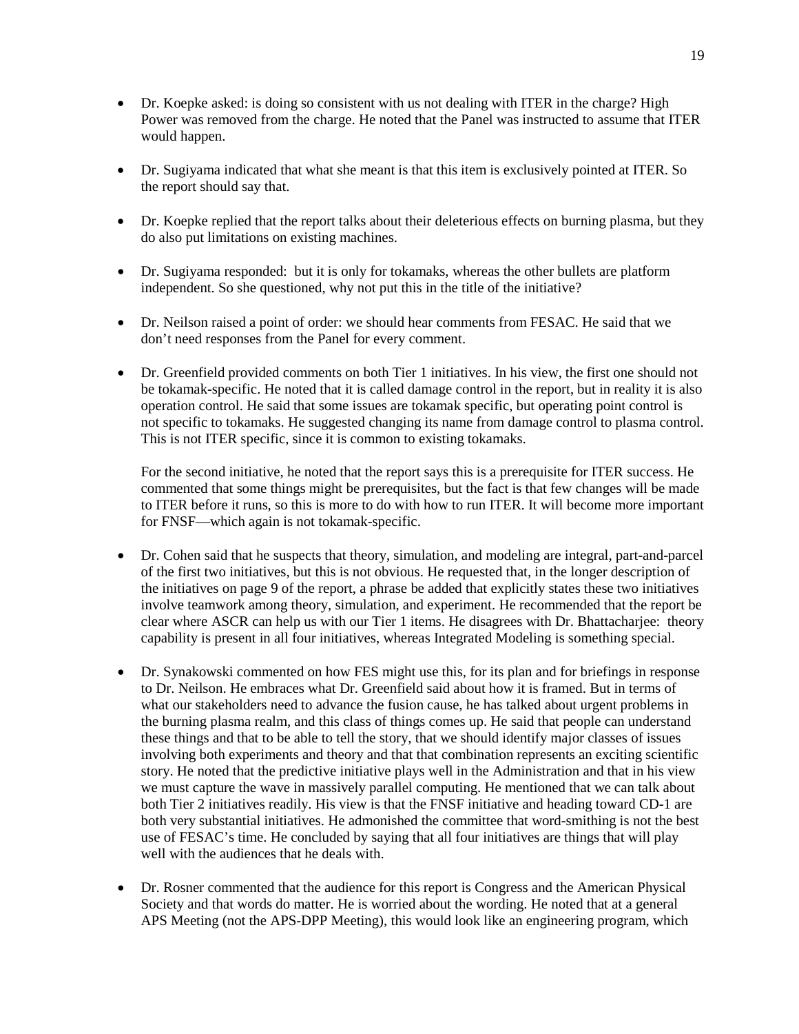- Dr. Koepke asked: is doing so consistent with us not dealing with ITER in the charge? High Power was removed from the charge. He noted that the Panel was instructed to assume that ITER would happen.

- Dr. Sugiyama indicated that what she meant is that this item is exclusively pointed at ITER. So the report should say that.

- Dr. Koepke replied that the report talks about their deleterious effects on burning plasma, but they do also put limitations on existing machines.

- Dr. Sugiyama responded: but it is only for tokamaks, whereas the other bullets are platform independent. So she questioned, why not put this in the title of the initiative?

- Dr. Neilson raised a point of order: we should hear comments from FESAC. He said that we don't need responses from the Panel for every comment.

- Dr. Greenfield provided comments on both Tier 1 initiatives. In his view, the first one should not be tokamak-specific. He noted that it is called damage control in the report, but in reality it is also operation control. He said that some issues are tokamak specific, but operating point control is not specific to tokamaks. He suggested changing its name from damage control to plasma control. This is not ITER specific, since it is common to existing tokamaks.

  For the second initiative, he noted that the report says this is a prerequisite for ITER success. He commented that some things might be prerequisites, but the fact is that few changes will be made to ITER before it runs, so this is more to do with how to run ITER. It will become more important for FNSF—which again is not tokamak-specific.

- Dr. Cohen said that he suspects that theory, simulation, and modeling are integral, part-and-parcel of the first two initiatives, but this is not obvious. He requested that, in the longer description of the initiatives on page 9 of the report, a phrase be added that explicitly states these two initiatives involve teamwork among theory, simulation, and experiment. He recommended that the report be clear where ASCR can help us with our Tier 1 items. He disagrees with Dr. Bhattacharjee: theory capability is present in all four initiatives, whereas Integrated Modeling is something special.

- Dr. Synakowski commented on how FES might use this, for its plan and for briefings in response to Dr. Neilson. He embraces what Dr. Greenfield said about how it is framed. But in terms of what our stakeholders need to advance the fusion cause, he has talked about urgent problems in the burning plasma realm, and this class of things comes up. He said that people can understand these things and that to be able to tell the story, that we should identify major classes of issues involving both experiments and theory and that that combination represents an exciting scientific story. He noted that the predictive initiative plays well in the Administration and that in his view we must capture the wave in massively parallel computing. He mentioned that we can talk about both Tier 2 initiatives readily. His view is that the FNSF initiative and heading toward CD-1 are both very substantial initiatives. He admonished the committee that word-smithing is not the best use of FESAC's time. He concluded by saying that all four initiatives are things that will play well with the audiences that he deals with.

- Dr. Rosner commented that the audience for this report is Congress and the American Physical Society and that words do matter. He is worried about the wording. He noted that at a general APS Meeting (not the APS-DPP Meeting), this would look like an engineering program, which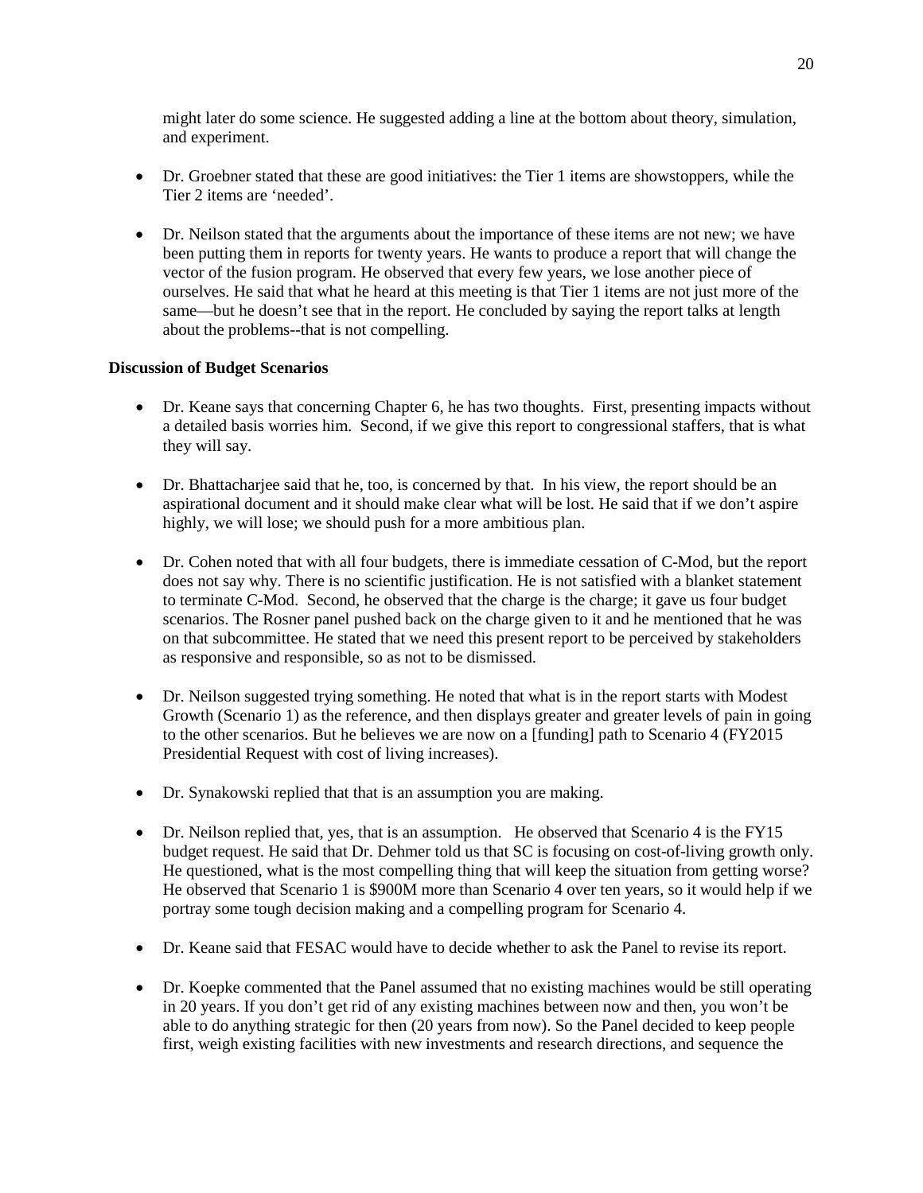might later do some science. He suggested adding a line at the bottom about theory, simulation, and experiment.

- Dr. Groebner stated that these are good initiatives: the Tier 1 items are showstoppers, while the Tier 2 items are 'needed'.

- Dr. Neilson stated that the arguments about the importance of these items are not new; we have been putting them in reports for twenty years. He wants to produce a report that will change the vector of the fusion program. He observed that every few years, we lose another piece of ourselves. He said that what he heard at this meeting is that Tier 1 items are not just more of the same—but he doesn't see that in the report. He concluded by saying the report talks at length about the problems--that is not compelling.

**Discussion of Budget Scenarios**

- Dr. Keane says that concerning Chapter 6, he has two thoughts. First, presenting impacts without a detailed basis worries him. Second, if we give this report to congressional staffers, that is what they will say.

- Dr. Bhattacharjee said that he, too, is concerned by that. In his view, the report should be an aspirational document and it should make clear what will be lost. He said that if we don't aspire highly, we will lose; we should push for a more ambitious plan.

- Dr. Cohen noted that with all four budgets, there is immediate cessation of C-Mod, but the report does not say why. There is no scientific justification. He is not satisfied with a blanket statement to terminate C-Mod. Second, he observed that the charge is the charge; it gave us four budget scenarios. The Rosner panel pushed back on the charge given to it and he mentioned that he was on that subcommittee. He stated that we need this present report to be perceived by stakeholders as responsive and responsible, so as not to be dismissed.

- Dr. Neilson suggested trying something. He noted that what is in the report starts with Modest Growth (Scenario 1) as the reference, and then displays greater and greater levels of pain in going to the other scenarios. But he believes we are now on a [funding] path to Scenario 4 (FY2015 Presidential Request with cost of living increases).

- Dr. Synakowski replied that that is an assumption you are making.

- Dr. Neilson replied that, yes, that is an assumption. He observed that Scenario 4 is the FY15 budget request. He said that Dr. Dehmer told us that SC is focusing on cost-of-living growth only. He questioned, what is the most compelling thing that will keep the situation from getting worse? He observed that Scenario 1 is $900M more than Scenario 4 over ten years, so it would help if we portray some tough decision making and a compelling program for Scenario 4.

- Dr. Keane said that FESAC would have to decide whether to ask the Panel to revise its report.

- Dr. Koepke commented that the Panel assumed that no existing machines would be still operating in 20 years. If you don't get rid of any existing machines between now and then, you won't be able to do anything strategic for then (20 years from now). So the Panel decided to keep people first, weigh existing facilities with new investments and research directions, and sequence the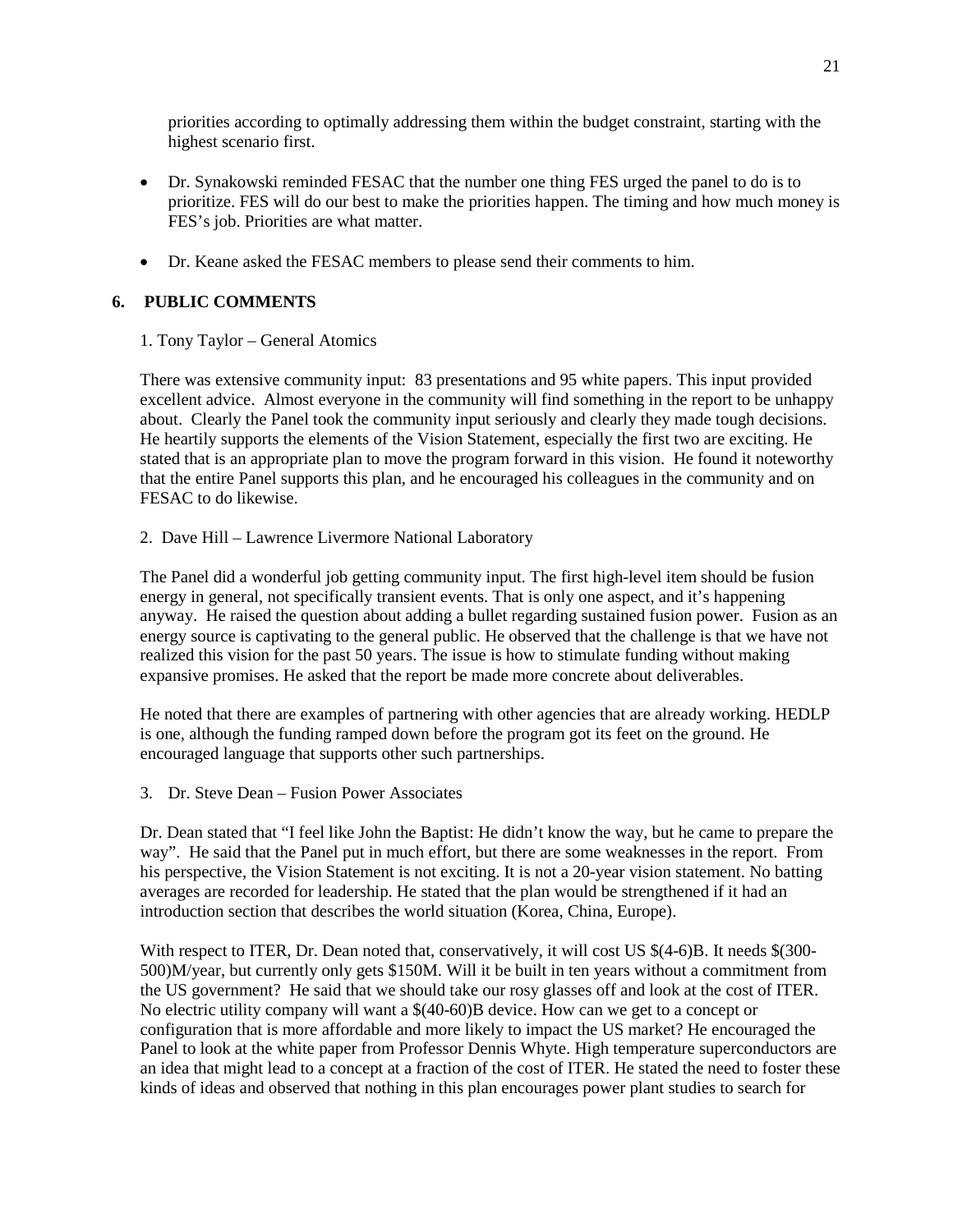priorities according to optimally addressing them within the budget constraint, starting with the highest scenario first.

- Dr. Synakowski reminded FESAC that the number one thing FES urged the panel to do is to prioritize. FES will do our best to make the priorities happen. The timing and how much money is FES's job. Priorities are what matter.
- Dr. Keane asked the FESAC members to please send their comments to him.

## 6. PUBLIC COMMENTS

1. Tony Taylor – General Atomics

There was extensive community input: 83 presentations and 95 white papers. This input provided excellent advice. Almost everyone in the community will find something in the report to be unhappy about. Clearly the Panel took the community input seriously and clearly they made tough decisions. He heartily supports the elements of the Vision Statement, especially the first two are exciting. He stated that is an appropriate plan to move the program forward in this vision. He found it noteworthy that the entire Panel supports this plan, and he encouraged his colleagues in the community and on FESAC to do likewise.

2. Dave Hill – Lawrence Livermore National Laboratory

The Panel did a wonderful job getting community input. The first high-level item should be fusion energy in general, not specifically transient events. That is only one aspect, and it's happening anyway. He raised the question about adding a bullet regarding sustained fusion power. Fusion as an energy source is captivating to the general public. He observed that the challenge is that we have not realized this vision for the past 50 years. The issue is how to stimulate funding without making expansive promises. He asked that the report be made more concrete about deliverables.

He noted that there are examples of partnering with other agencies that are already working. HEDLP is one, although the funding ramped down before the program got its feet on the ground. He encouraged language that supports other such partnerships.

3. Dr. Steve Dean – Fusion Power Associates

Dr. Dean stated that "I feel like John the Baptist: He didn't know the way, but he came to prepare the way". He said that the Panel put in much effort, but there are some weaknesses in the report. From his perspective, the Vision Statement is not exciting. It is not a 20-year vision statement. No batting averages are recorded for leadership. He stated that the plan would be strengthened if it had an introduction section that describes the world situation (Korea, China, Europe).

With respect to ITER, Dr. Dean noted that, conservatively, it will cost US $(4-6)B. It needs $(300-500)M/year, but currently only gets $150M. Will it be built in ten years without a commitment from the US government? He said that we should take our rosy glasses off and look at the cost of ITER. No electric utility company will want a $(40-60)B device. How can we get to a concept or configuration that is more affordable and more likely to impact the US market? He encouraged the Panel to look at the white paper from Professor Dennis Whyte. High temperature superconductors are an idea that might lead to a concept at a fraction of the cost of ITER. He stated the need to foster these kinds of ideas and observed that nothing in this plan encourages power plant studies to search for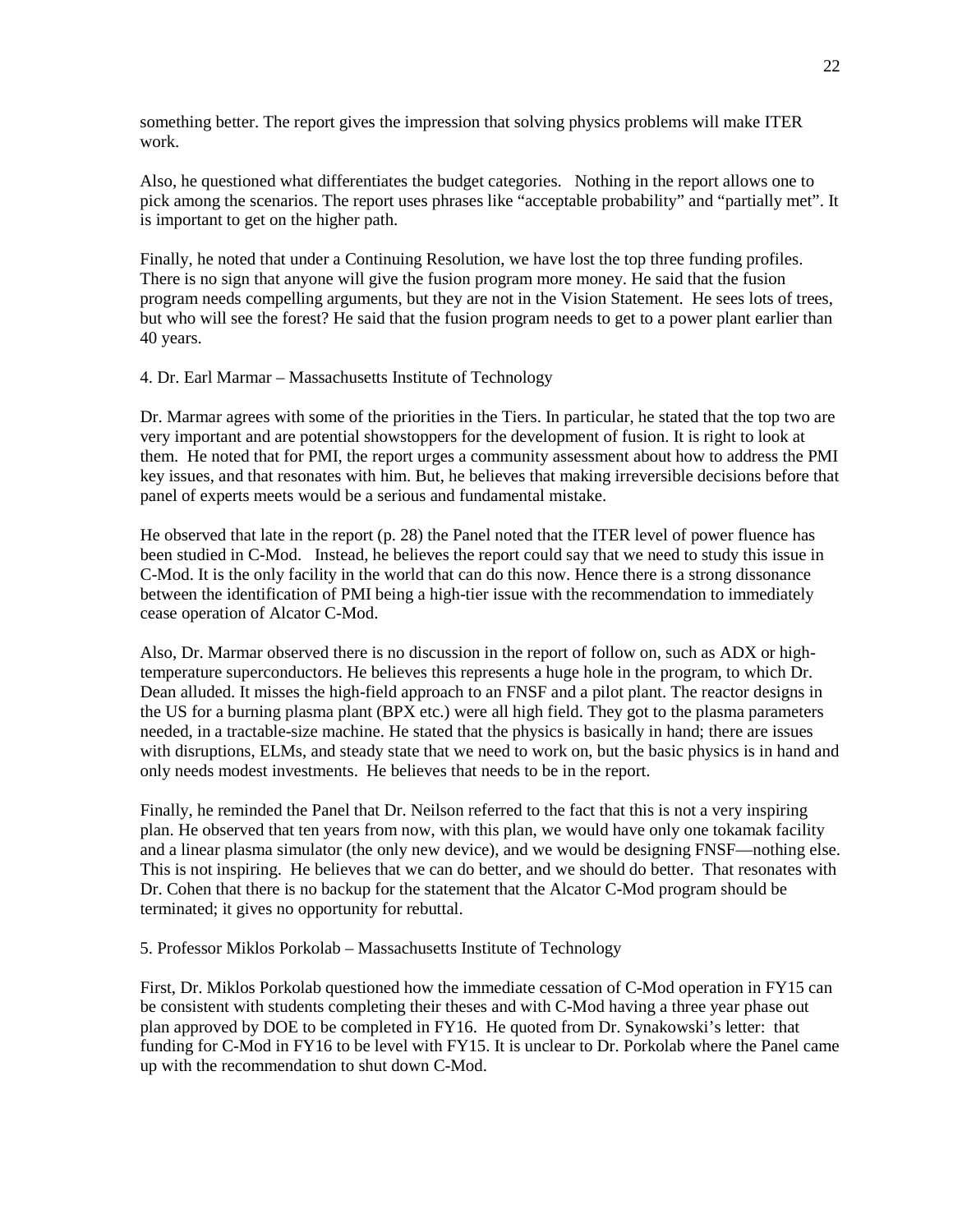something better. The report gives the impression that solving physics problems will make ITER work.

Also, he questioned what differentiates the budget categories. Nothing in the report allows one to pick among the scenarios. The report uses phrases like "acceptable probability" and "partially met". It is important to get on the higher path.

Finally, he noted that under a Continuing Resolution, we have lost the top three funding profiles. There is no sign that anyone will give the fusion program more money. He said that the fusion program needs compelling arguments, but they are not in the Vision Statement. He sees lots of trees, but who will see the forest? He said that the fusion program needs to get to a power plant earlier than 40 years.

4. Dr. Earl Marmar – Massachusetts Institute of Technology

Dr. Marmar agrees with some of the priorities in the Tiers. In particular, he stated that the top two are very important and are potential showstoppers for the development of fusion. It is right to look at them. He noted that for PMI, the report urges a community assessment about how to address the PMI key issues, and that resonates with him. But, he believes that making irreversible decisions before that panel of experts meets would be a serious and fundamental mistake.

He observed that late in the report (p. 28) the Panel noted that the ITER level of power fluence has been studied in C-Mod. Instead, he believes the report could say that we need to study this issue in C-Mod. It is the only facility in the world that can do this now. Hence there is a strong dissonance between the identification of PMI being a high-tier issue with the recommendation to immediately cease operation of Alcator C-Mod.

Also, Dr. Marmar observed there is no discussion in the report of follow on, such as ADX or high-temperature superconductors. He believes this represents a huge hole in the program, to which Dr. Dean alluded. It misses the high-field approach to an FNSF and a pilot plant. The reactor designs in the US for a burning plasma plant (BPX etc.) were all high field. They got to the plasma parameters needed, in a tractable-size machine. He stated that the physics is basically in hand; there are issues with disruptions, ELMs, and steady state that we need to work on, but the basic physics is in hand and only needs modest investments. He believes that needs to be in the report.

Finally, he reminded the Panel that Dr. Neilson referred to the fact that this is not a very inspiring plan. He observed that ten years from now, with this plan, we would have only one tokamak facility and a linear plasma simulator (the only new device), and we would be designing FNSF—nothing else. This is not inspiring. He believes that we can do better, and we should do better. That resonates with Dr. Cohen that there is no backup for the statement that the Alcator C-Mod program should be terminated; it gives no opportunity for rebuttal.

5. Professor Miklos Porkolab – Massachusetts Institute of Technology

First, Dr. Miklos Porkolab questioned how the immediate cessation of C-Mod operation in FY15 can be consistent with students completing their theses and with C-Mod having a three year phase out plan approved by DOE to be completed in FY16. He quoted from Dr. Synakowski's letter: that funding for C-Mod in FY16 to be level with FY15. It is unclear to Dr. Porkolab where the Panel came up with the recommendation to shut down C-Mod.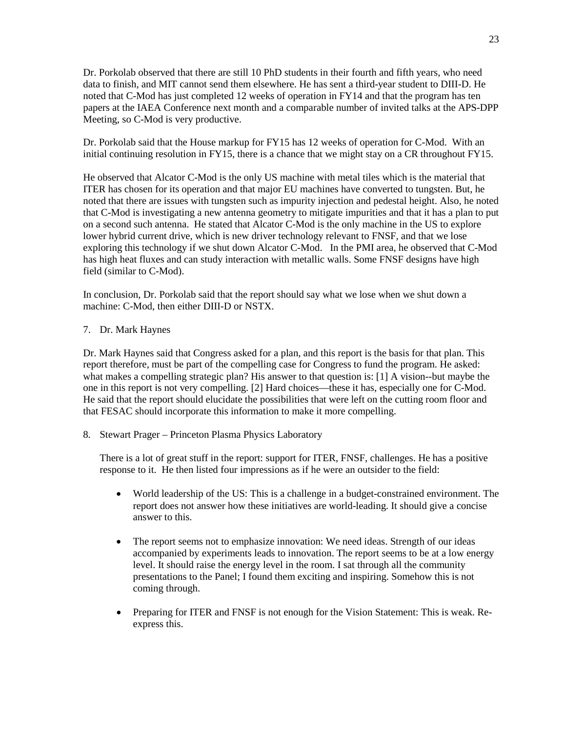Dr. Porkolab observed that there are still 10 PhD students in their fourth and fifth years, who need data to finish, and MIT cannot send them elsewhere. He has sent a third-year student to DIII-D. He noted that C-Mod has just completed 12 weeks of operation in FY14 and that the program has ten papers at the IAEA Conference next month and a comparable number of invited talks at the APS-DPP Meeting, so C-Mod is very productive.

Dr. Porkolab said that the House markup for FY15 has 12 weeks of operation for C-Mod. With an initial continuing resolution in FY15, there is a chance that we might stay on a CR throughout FY15.

He observed that Alcator C-Mod is the only US machine with metal tiles which is the material that ITER has chosen for its operation and that major EU machines have converted to tungsten. But, he noted that there are issues with tungsten such as impurity injection and pedestal height. Also, he noted that C-Mod is investigating a new antenna geometry to mitigate impurities and that it has a plan to put on a second such antenna. He stated that Alcator C-Mod is the only machine in the US to explore lower hybrid current drive, which is new driver technology relevant to FNSF, and that we lose exploring this technology if we shut down Alcator C-Mod. In the PMI area, he observed that C-Mod has high heat fluxes and can study interaction with metallic walls. Some FNSF designs have high field (similar to C-Mod).

In conclusion, Dr. Porkolab said that the report should say what we lose when we shut down a machine: C-Mod, then either DIII-D or NSTX.

7. Dr. Mark Haynes

Dr. Mark Haynes said that Congress asked for a plan, and this report is the basis for that plan. This report therefore, must be part of the compelling case for Congress to fund the program. He asked: what makes a compelling strategic plan? His answer to that question is: [1] A vision--but maybe the one in this report is not very compelling. [2] Hard choices—these it has, especially one for C-Mod. He said that the report should elucidate the possibilities that were left on the cutting room floor and that FESAC should incorporate this information to make it more compelling.

8. Stewart Prager – Princeton Plasma Physics Laboratory

   There is a lot of great stuff in the report: support for ITER, FNSF, challenges. He has a positive response to it. He then listed four impressions as if he were an outsider to the field:

   - World leadership of the US: This is a challenge in a budget-constrained environment. The report does not answer how these initiatives are world-leading. It should give a concise answer to this.

   - The report seems not to emphasize innovation: We need ideas. Strength of our ideas accompanied by experiments leads to innovation. The report seems to be at a low energy level. It should raise the energy level in the room. I sat through all the community presentations to the Panel; I found them exciting and inspiring. Somehow this is not coming through.

   - Preparing for ITER and FNSF is not enough for the Vision Statement: This is weak. Re-express this.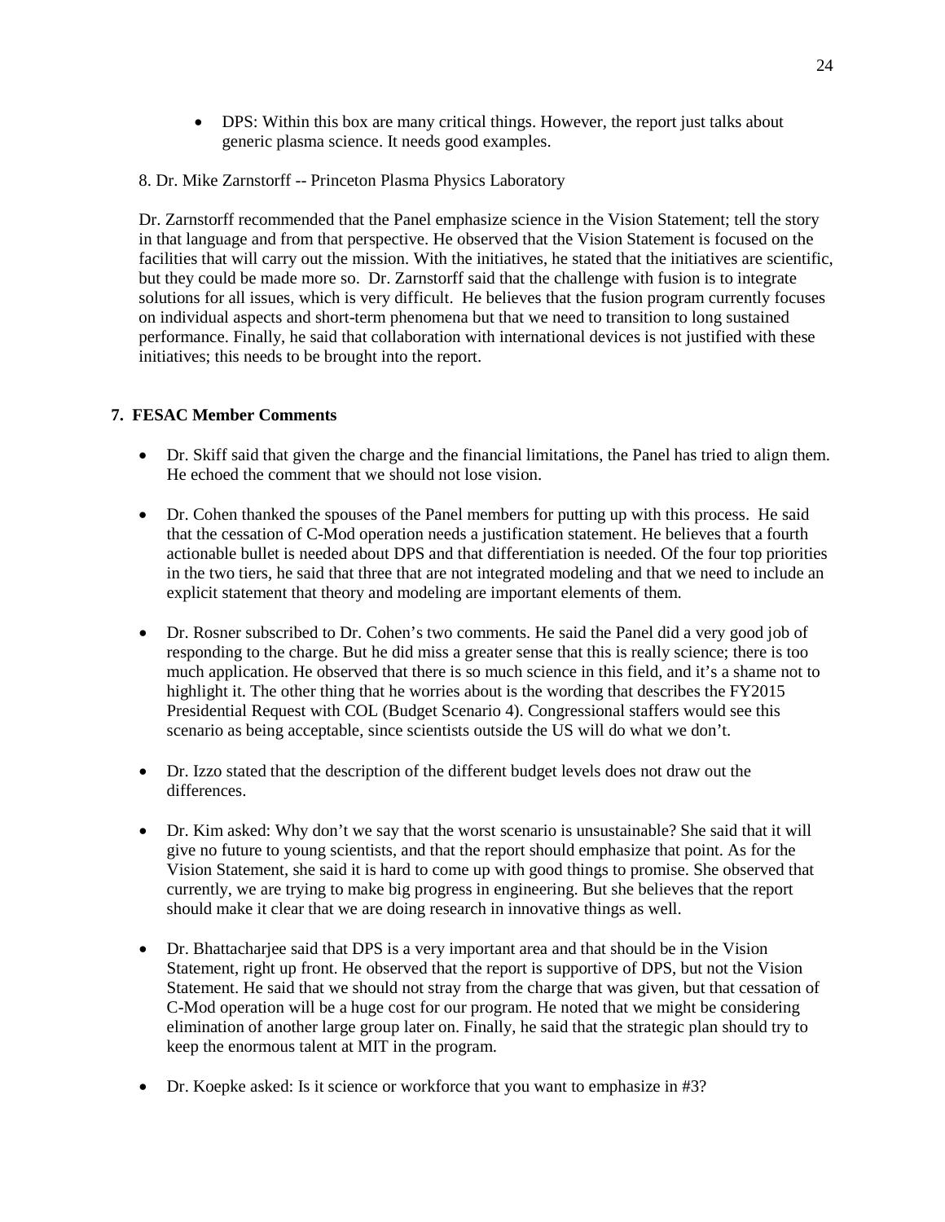- DPS: Within this box are many critical things. However, the report just talks about generic plasma science. It needs good examples.

8. Dr. Mike Zarnstorff -- Princeton Plasma Physics Laboratory

Dr. Zarnstorff recommended that the Panel emphasize science in the Vision Statement; tell the story in that language and from that perspective. He observed that the Vision Statement is focused on the facilities that will carry out the mission. With the initiatives, he stated that the initiatives are scientific, but they could be made more so. Dr. Zarnstorff said that the challenge with fusion is to integrate solutions for all issues, which is very difficult. He believes that the fusion program currently focuses on individual aspects and short-term phenomena but that we need to transition to long sustained performance. Finally, he said that collaboration with international devices is not justified with these initiatives; this needs to be brought into the report.

**7. FESAC Member Comments**

- Dr. Skiff said that given the charge and the financial limitations, the Panel has tried to align them. He echoed the comment that we should not lose vision.
- Dr. Cohen thanked the spouses of the Panel members for putting up with this process. He said that the cessation of C-Mod operation needs a justification statement. He believes that a fourth actionable bullet is needed about DPS and that differentiation is needed. Of the four top priorities in the two tiers, he said that three that are not integrated modeling and that we need to include an explicit statement that theory and modeling are important elements of them.
- Dr. Rosner subscribed to Dr. Cohen's two comments. He said the Panel did a very good job of responding to the charge. But he did miss a greater sense that this is really science; there is too much application. He observed that there is so much science in this field, and it's a shame not to highlight it. The other thing that he worries about is the wording that describes the FY2015 Presidential Request with COL (Budget Scenario 4). Congressional staffers would see this scenario as being acceptable, since scientists outside the US will do what we don't.
- Dr. Izzo stated that the description of the different budget levels does not draw out the differences.
- Dr. Kim asked: Why don't we say that the worst scenario is unsustainable? She said that it will give no future to young scientists, and that the report should emphasize that point. As for the Vision Statement, she said it is hard to come up with good things to promise. She observed that currently, we are trying to make big progress in engineering. But she believes that the report should make it clear that we are doing research in innovative things as well.
- Dr. Bhattacharjee said that DPS is a very important area and that should be in the Vision Statement, right up front. He observed that the report is supportive of DPS, but not the Vision Statement. He said that we should not stray from the charge that was given, but that cessation of C-Mod operation will be a huge cost for our program. He noted that we might be considering elimination of another large group later on. Finally, he said that the strategic plan should try to keep the enormous talent at MIT in the program.
- Dr. Koepke asked: Is it science or workforce that you want to emphasize in #3?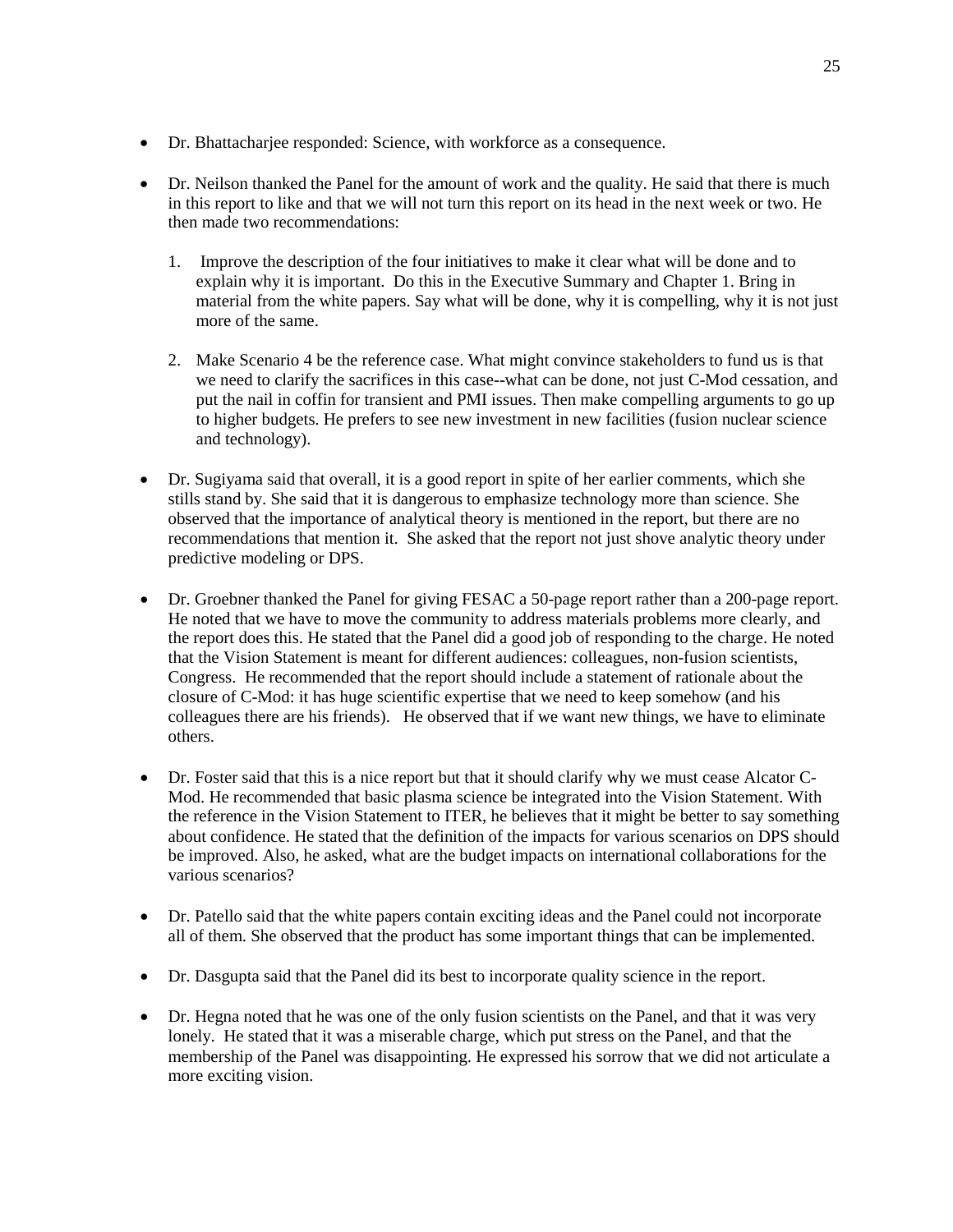- Dr. Bhattacharjee responded: Science, with workforce as a consequence.

- Dr. Neilson thanked the Panel for the amount of work and the quality. He said that there is much in this report to like and that we will not turn this report on its head in the next week or two. He then made two recommendations:

    1. Improve the description of the four initiatives to make it clear what will be done and to explain why it is important. Do this in the Executive Summary and Chapter 1. Bring in material from the white papers. Say what will be done, why it is compelling, why it is not just more of the same.

    2. Make Scenario 4 be the reference case. What might convince stakeholders to fund us is that we need to clarify the sacrifices in this case--what can be done, not just C-Mod cessation, and put the nail in coffin for transient and PMI issues. Then make compelling arguments to go up to higher budgets. He prefers to see new investment in new facilities (fusion nuclear science and technology).

- Dr. Sugiyama said that overall, it is a good report in spite of her earlier comments, which she stills stands by. She said that it is dangerous to emphasize technology more than science. She observed that the importance of analytical theory is mentioned in the report, but there are no recommendations that mention it. She asked that the report not just shove analytic theory under predictive modeling or DPS.

- Dr. Groebner thanked the Panel for giving FESAC a 50-page report rather than a 200-page report. He noted that we have to move the community to address materials problems more clearly, and the report does this. He stated that the Panel did a good job of responding to the charge. He noted that the Vision Statement is meant for different audiences: colleagues, non-fusion scientists, Congress. He recommended that the report should include a statement of rationale about the closure of C-Mod: it has huge scientific expertise that we need to keep somehow (and his colleagues there are his friends). He observed that if we want new things, we have to eliminate others.

- Dr. Foster said that this is a nice report but that it should clarify why we must cease Alcator C-Mod. He recommended that basic plasma science be integrated into the Vision Statement. With the reference in the Vision Statement to ITER, he believes that it might be better to say something about confidence. He stated that the definition of the impacts for various scenarios on DPS should be improved. Also, he asked, what are the budget impacts on international collaborations for the various scenarios?

- Dr. Patello said that the white papers contain exciting ideas and the Panel could not incorporate all of them. She observed that the product has some important things that can be implemented.

- Dr. Dasgupta said that the Panel did its best to incorporate quality science in the report.

- Dr. Hegna noted that he was one of the only fusion scientists on the Panel, and that it was very lonely. He stated that it was a miserable charge, which put stress on the Panel, and that the membership of the Panel was disappointing. He expressed his sorrow that we did not articulate a more exciting vision.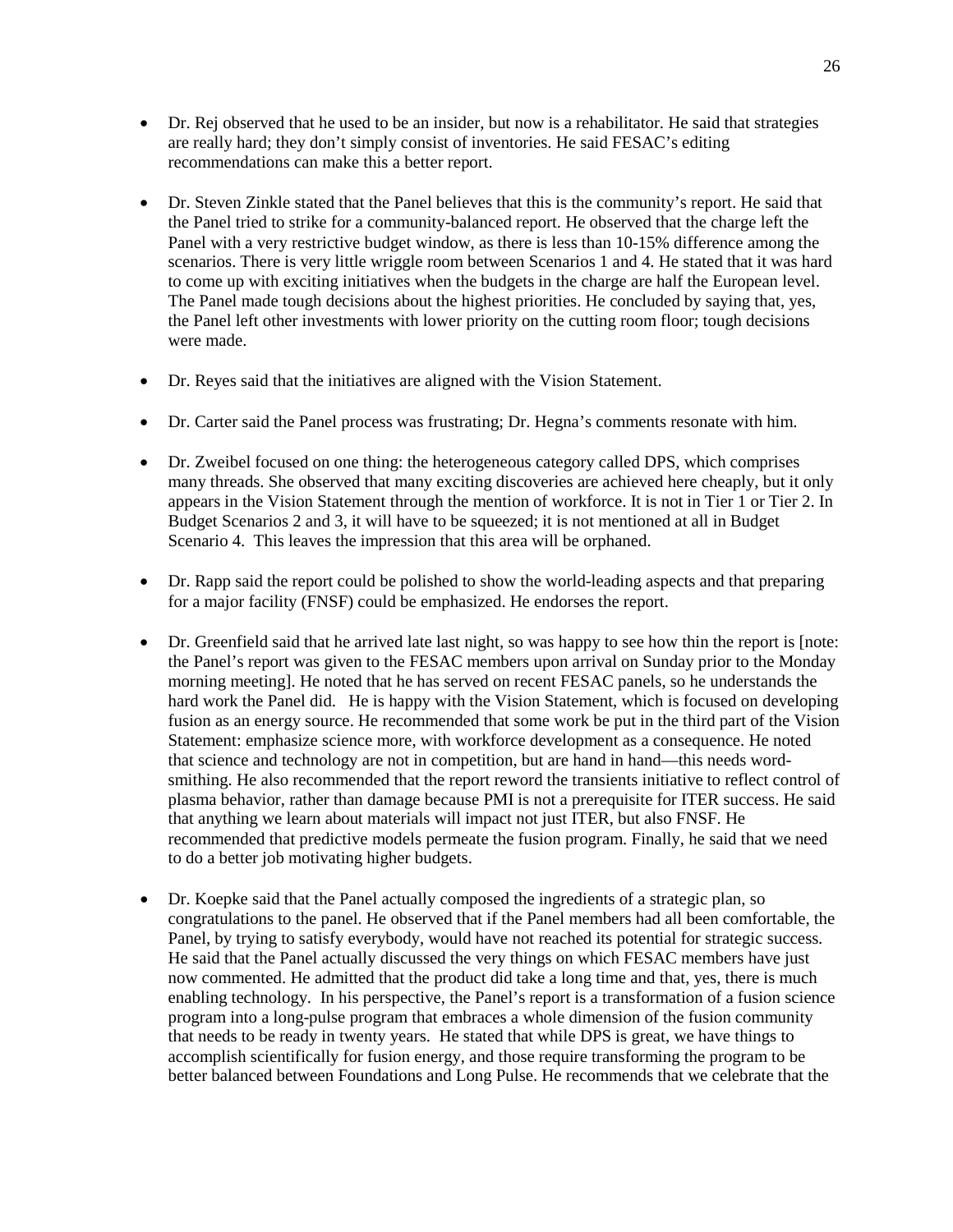- Dr. Rej observed that he used to be an insider, but now is a rehabilitator. He said that strategies are really hard; they don't simply consist of inventories. He said FESAC's editing recommendations can make this a better report.

- Dr. Steven Zinkle stated that the Panel believes that this is the community's report. He said that the Panel tried to strike for a community-balanced report. He observed that the charge left the Panel with a very restrictive budget window, as there is less than 10-15% difference among the scenarios. There is very little wriggle room between Scenarios 1 and 4. He stated that it was hard to come up with exciting initiatives when the budgets in the charge are half the European level. The Panel made tough decisions about the highest priorities. He concluded by saying that, yes, the Panel left other investments with lower priority on the cutting room floor; tough decisions were made.

- Dr. Reyes said that the initiatives are aligned with the Vision Statement.

- Dr. Carter said the Panel process was frustrating; Dr. Hegna's comments resonate with him.

- Dr. Zweibel focused on one thing: the heterogeneous category called DPS, which comprises many threads. She observed that many exciting discoveries are achieved here cheaply, but it only appears in the Vision Statement through the mention of workforce. It is not in Tier 1 or Tier 2. In Budget Scenarios 2 and 3, it will have to be squeezed; it is not mentioned at all in Budget Scenario 4. This leaves the impression that this area will be orphaned.

- Dr. Rapp said the report could be polished to show the world-leading aspects and that preparing for a major facility (FNSF) could be emphasized. He endorses the report.

- Dr. Greenfield said that he arrived late last night, so was happy to see how thin the report is [note: the Panel's report was given to the FESAC members upon arrival on Sunday prior to the Monday morning meeting]. He noted that he has served on recent FESAC panels, so he understands the hard work the Panel did. He is happy with the Vision Statement, which is focused on developing fusion as an energy source. He recommended that some work be put in the third part of the Vision Statement: emphasize science more, with workforce development as a consequence. He noted that science and technology are not in competition, but are hand in hand—this needs word-smithing. He also recommended that the report reword the transients initiative to reflect control of plasma behavior, rather than damage because PMI is not a prerequisite for ITER success. He said that anything we learn about materials will impact not just ITER, but also FNSF. He recommended that predictive models permeate the fusion program. Finally, he said that we need to do a better job motivating higher budgets.

- Dr. Koepke said that the Panel actually composed the ingredients of a strategic plan, so congratulations to the panel. He observed that if the Panel members had all been comfortable, the Panel, by trying to satisfy everybody, would have not reached its potential for strategic success. He said that the Panel actually discussed the very things on which FESAC members have just now commented. He admitted that the product did take a long time and that, yes, there is much enabling technology. In his perspective, the Panel's report is a transformation of a fusion science program into a long-pulse program that embraces a whole dimension of the fusion community that needs to be ready in twenty years. He stated that while DPS is great, we have things to accomplish scientifically for fusion energy, and those require transforming the program to be better balanced between Foundations and Long Pulse. He recommends that we celebrate that the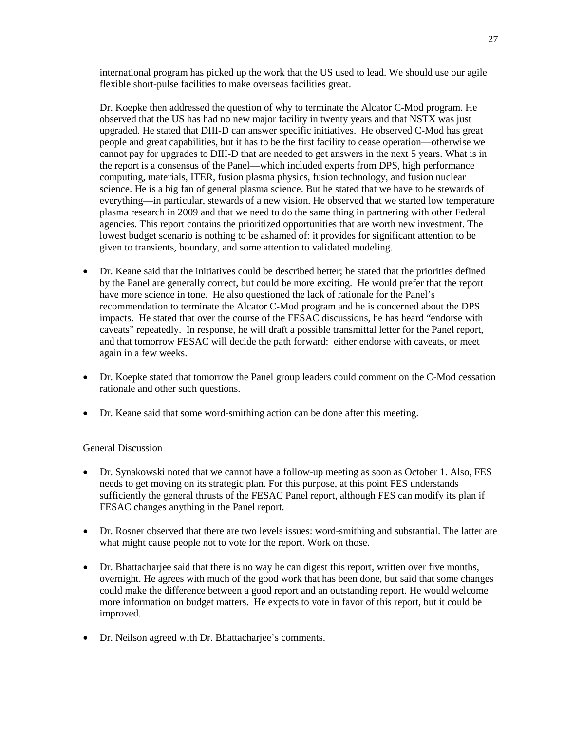international program has picked up the work that the US used to lead. We should use our agile flexible short-pulse facilities to make overseas facilities great.

Dr. Koepke then addressed the question of why to terminate the Alcator C-Mod program. He observed that the US has had no new major facility in twenty years and that NSTX was just upgraded. He stated that DIII-D can answer specific initiatives. He observed C-Mod has great people and great capabilities, but it has to be the first facility to cease operation—otherwise we cannot pay for upgrades to DIII-D that are needed to get answers in the next 5 years. What is in the report is a consensus of the Panel—which included experts from DPS, high performance computing, materials, ITER, fusion plasma physics, fusion technology, and fusion nuclear science. He is a big fan of general plasma science. But he stated that we have to be stewards of everything—in particular, stewards of a new vision. He observed that we started low temperature plasma research in 2009 and that we need to do the same thing in partnering with other Federal agencies. This report contains the prioritized opportunities that are worth new investment. The lowest budget scenario is nothing to be ashamed of: it provides for significant attention to be given to transients, boundary, and some attention to validated modeling.

- Dr. Keane said that the initiatives could be described better; he stated that the priorities defined by the Panel are generally correct, but could be more exciting. He would prefer that the report have more science in tone. He also questioned the lack of rationale for the Panel's recommendation to terminate the Alcator C-Mod program and he is concerned about the DPS impacts. He stated that over the course of the FESAC discussions, he has heard "endorse with caveats" repeatedly. In response, he will draft a possible transmittal letter for the Panel report, and that tomorrow FESAC will decide the path forward: either endorse with caveats, or meet again in a few weeks.

- Dr. Koepke stated that tomorrow the Panel group leaders could comment on the C-Mod cessation rationale and other such questions.

- Dr. Keane said that some word-smithing action can be done after this meeting.

General Discussion

- Dr. Synakowski noted that we cannot have a follow-up meeting as soon as October 1. Also, FES needs to get moving on its strategic plan. For this purpose, at this point FES understands sufficiently the general thrusts of the FESAC Panel report, although FES can modify its plan if FESAC changes anything in the Panel report.

- Dr. Rosner observed that there are two levels issues: word-smithing and substantial. The latter are what might cause people not to vote for the report. Work on those.

- Dr. Bhattacharjee said that there is no way he can digest this report, written over five months, overnight. He agrees with much of the good work that has been done, but said that some changes could make the difference between a good report and an outstanding report. He would welcome more information on budget matters. He expects to vote in favor of this report, but it could be improved.

- Dr. Neilson agreed with Dr. Bhattacharjee's comments.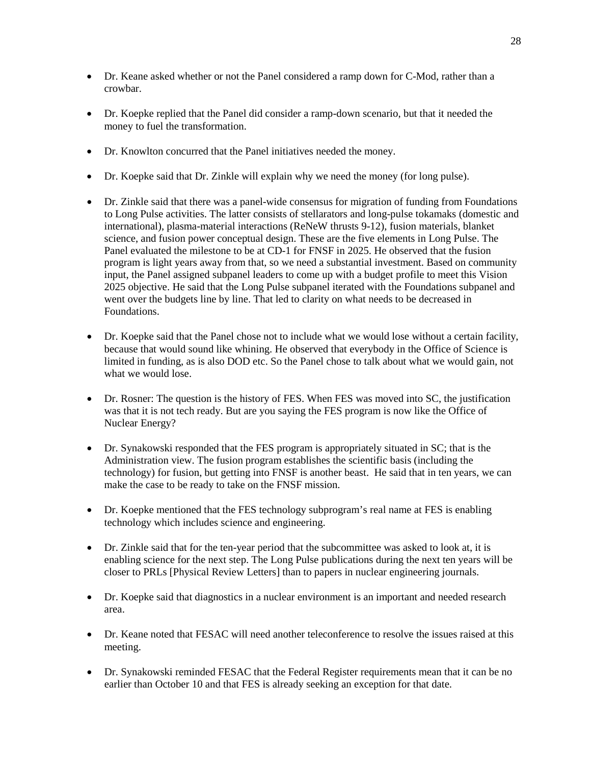- Dr. Keane asked whether or not the Panel considered a ramp down for C-Mod, rather than a crowbar.

- Dr. Koepke replied that the Panel did consider a ramp-down scenario, but that it needed the money to fuel the transformation.

- Dr. Knowlton concurred that the Panel initiatives needed the money.

- Dr. Koepke said that Dr. Zinkle will explain why we need the money (for long pulse).

- Dr. Zinkle said that there was a panel-wide consensus for migration of funding from Foundations to Long Pulse activities. The latter consists of stellarators and long-pulse tokamaks (domestic and international), plasma-material interactions (ReNeW thrusts 9-12), fusion materials, blanket science, and fusion power conceptual design. These are the five elements in Long Pulse. The Panel evaluated the milestone to be at CD-1 for FNSF in 2025. He observed that the fusion program is light years away from that, so we need a substantial investment. Based on community input, the Panel assigned subpanel leaders to come up with a budget profile to meet this Vision 2025 objective. He said that the Long Pulse subpanel iterated with the Foundations subpanel and went over the budgets line by line. That led to clarity on what needs to be decreased in Foundations.

- Dr. Koepke said that the Panel chose not to include what we would lose without a certain facility, because that would sound like whining. He observed that everybody in the Office of Science is limited in funding, as is also DOD etc. So the Panel chose to talk about what we would gain, not what we would lose.

- Dr. Rosner: The question is the history of FES. When FES was moved into SC, the justification was that it is not tech ready. But are you saying the FES program is now like the Office of Nuclear Energy?

- Dr. Synakowski responded that the FES program is appropriately situated in SC; that is the Administration view. The fusion program establishes the scientific basis (including the technology) for fusion, but getting into FNSF is another beast. He said that in ten years, we can make the case to be ready to take on the FNSF mission.

- Dr. Koepke mentioned that the FES technology subprogram's real name at FES is enabling technology which includes science and engineering.

- Dr. Zinkle said that for the ten-year period that the subcommittee was asked to look at, it is enabling science for the next step. The Long Pulse publications during the next ten years will be closer to PRLs [Physical Review Letters] than to papers in nuclear engineering journals.

- Dr. Koepke said that diagnostics in a nuclear environment is an important and needed research area.

- Dr. Keane noted that FESAC will need another teleconference to resolve the issues raised at this meeting.

- Dr. Synakowski reminded FESAC that the Federal Register requirements mean that it can be no earlier than October 10 and that FES is already seeking an exception for that date.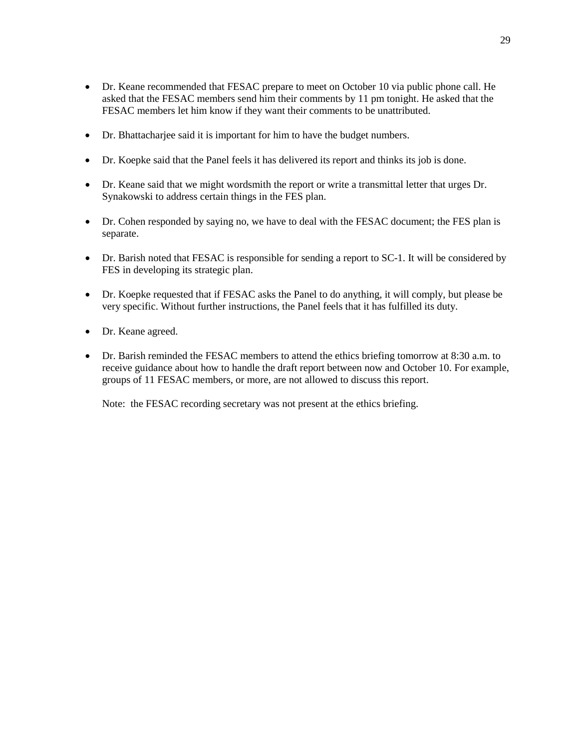- Dr. Keane recommended that FESAC prepare to meet on October 10 via public phone call. He asked that the FESAC members send him their comments by 11 pm tonight. He asked that the FESAC members let him know if they want their comments to be unattributed.

- Dr. Bhattacharjee said it is important for him to have the budget numbers.

- Dr. Koepke said that the Panel feels it has delivered its report and thinks its job is done.

- Dr. Keane said that we might wordsmith the report or write a transmittal letter that urges Dr. Synakowski to address certain things in the FES plan.

- Dr. Cohen responded by saying no, we have to deal with the FESAC document; the FES plan is separate.

- Dr. Barish noted that FESAC is responsible for sending a report to SC-1. It will be considered by FES in developing its strategic plan.

- Dr. Koepke requested that if FESAC asks the Panel to do anything, it will comply, but please be very specific. Without further instructions, the Panel feels that it has fulfilled its duty.

- Dr. Keane agreed.

- Dr. Barish reminded the FESAC members to attend the ethics briefing tomorrow at 8:30 a.m. to receive guidance about how to handle the draft report between now and October 10. For example, groups of 11 FESAC members, or more, are not allowed to discuss this report.

  Note: the FESAC recording secretary was not present at the ethics briefing.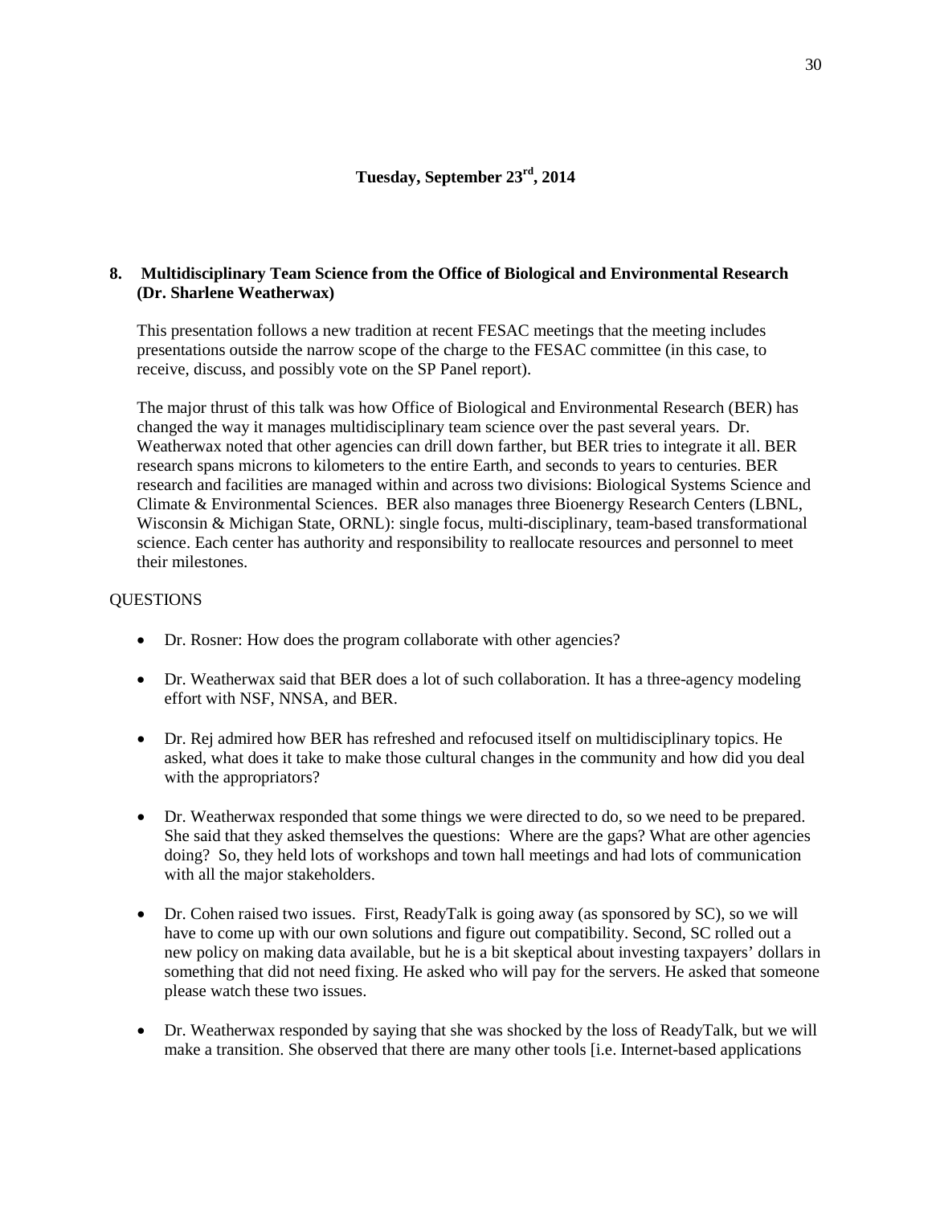**Tuesday, September 23rd, 2014**

## 8. Multidisciplinary Team Science from the Office of Biological and Environmental Research (Dr. Sharlene Weatherwax)

This presentation follows a new tradition at recent FESAC meetings that the meeting includes presentations outside the narrow scope of the charge to the FESAC committee (in this case, to receive, discuss, and possibly vote on the SP Panel report).

The major thrust of this talk was how Office of Biological and Environmental Research (BER) has changed the way it manages multidisciplinary team science over the past several years. Dr. Weatherwax noted that other agencies can drill down farther, but BER tries to integrate it all. BER research spans microns to kilometers to the entire Earth, and seconds to years to centuries. BER research and facilities are managed within and across two divisions: Biological Systems Science and Climate & Environmental Sciences. BER also manages three Bioenergy Research Centers (LBNL, Wisconsin & Michigan State, ORNL): single focus, multi-disciplinary, team-based transformational science. Each center has authority and responsibility to reallocate resources and personnel to meet their milestones.

QUESTIONS

- Dr. Rosner: How does the program collaborate with other agencies?
- Dr. Weatherwax said that BER does a lot of such collaboration. It has a three-agency modeling effort with NSF, NNSA, and BER.
- Dr. Rej admired how BER has refreshed and refocused itself on multidisciplinary topics. He asked, what does it take to make those cultural changes in the community and how did you deal with the appropriators?
- Dr. Weatherwax responded that some things we were directed to do, so we need to be prepared. She said that they asked themselves the questions: Where are the gaps? What are other agencies doing? So, they held lots of workshops and town hall meetings and had lots of communication with all the major stakeholders.
- Dr. Cohen raised two issues. First, ReadyTalk is going away (as sponsored by SC), so we will have to come up with our own solutions and figure out compatibility. Second, SC rolled out a new policy on making data available, but he is a bit skeptical about investing taxpayers' dollars in something that did not need fixing. He asked who will pay for the servers. He asked that someone please watch these two issues.
- Dr. Weatherwax responded by saying that she was shocked by the loss of ReadyTalk, but we will make a transition. She observed that there are many other tools [i.e. Internet-based applications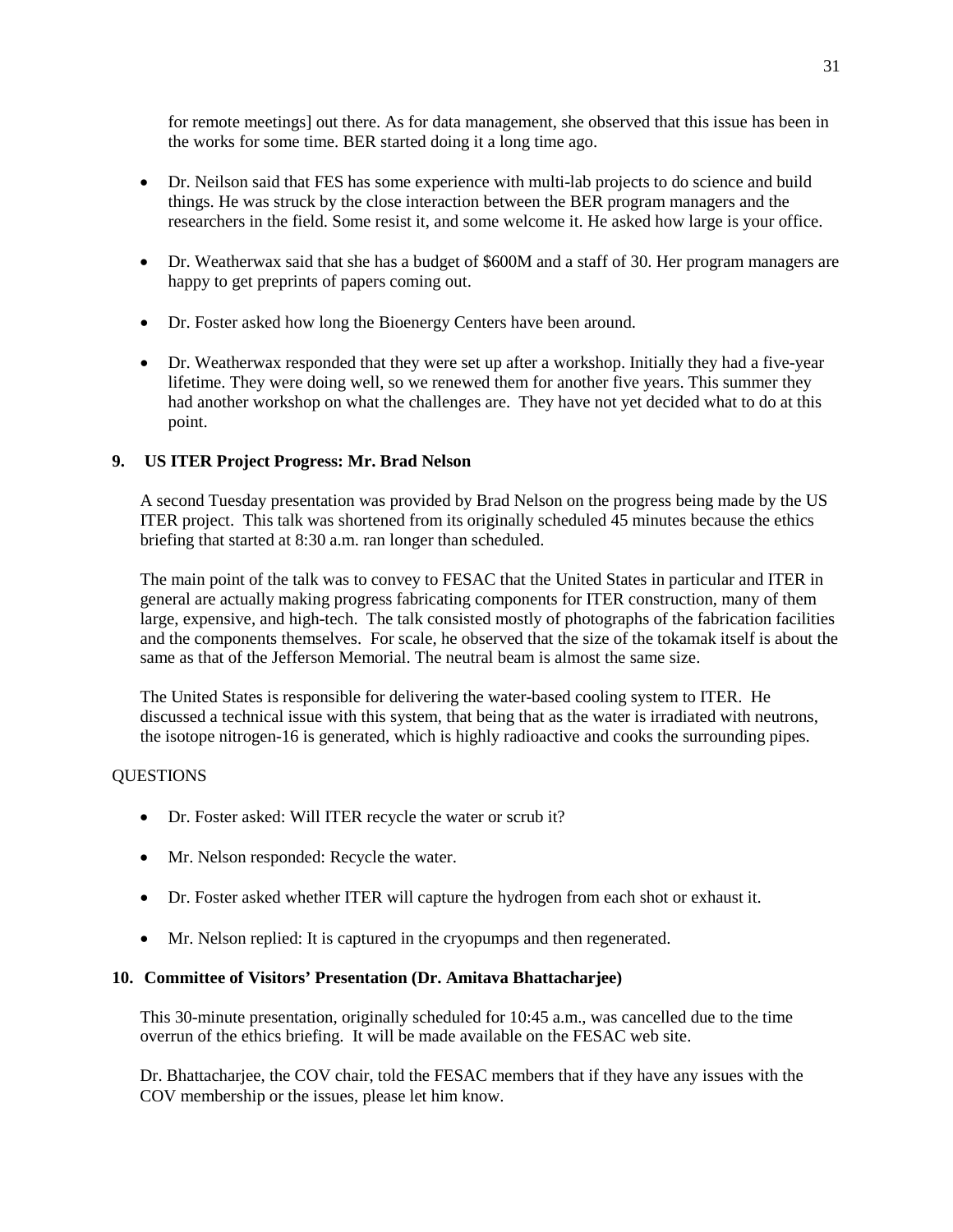for remote meetings] out there. As for data management, she observed that this issue has been in the works for some time. BER started doing it a long time ago.

- Dr. Neilson said that FES has some experience with multi-lab projects to do science and build things. He was struck by the close interaction between the BER program managers and the researchers in the field. Some resist it, and some welcome it. He asked how large is your office.

- Dr. Weatherwax said that she has a budget of $600M and a staff of 30. Her program managers are happy to get preprints of papers coming out.

- Dr. Foster asked how long the Bioenergy Centers have been around.

- Dr. Weatherwax responded that they were set up after a workshop. Initially they had a five-year lifetime. They were doing well, so we renewed them for another five years. This summer they had another workshop on what the challenges are. They have not yet decided what to do at this point.

**9. US ITER Project Progress: Mr. Brad Nelson**

A second Tuesday presentation was provided by Brad Nelson on the progress being made by the US ITER project. This talk was shortened from its originally scheduled 45 minutes because the ethics briefing that started at 8:30 a.m. ran longer than scheduled.

The main point of the talk was to convey to FESAC that the United States in particular and ITER in general are actually making progress fabricating components for ITER construction, many of them large, expensive, and high-tech. The talk consisted mostly of photographs of the fabrication facilities and the components themselves. For scale, he observed that the size of the tokamak itself is about the same as that of the Jefferson Memorial. The neutral beam is almost the same size.

The United States is responsible for delivering the water-based cooling system to ITER. He discussed a technical issue with this system, that being that as the water is irradiated with neutrons, the isotope nitrogen-16 is generated, which is highly radioactive and cooks the surrounding pipes.

QUESTIONS

- Dr. Foster asked: Will ITER recycle the water or scrub it?

- Mr. Nelson responded: Recycle the water.

- Dr. Foster asked whether ITER will capture the hydrogen from each shot or exhaust it.

- Mr. Nelson replied: It is captured in the cryopumps and then regenerated.

**10. Committee of Visitors' Presentation (Dr. Amitava Bhattacharjee)**

This 30-minute presentation, originally scheduled for 10:45 a.m., was cancelled due to the time overrun of the ethics briefing. It will be made available on the FESAC web site.

Dr. Bhattacharjee, the COV chair, told the FESAC members that if they have any issues with the COV membership or the issues, please let him know.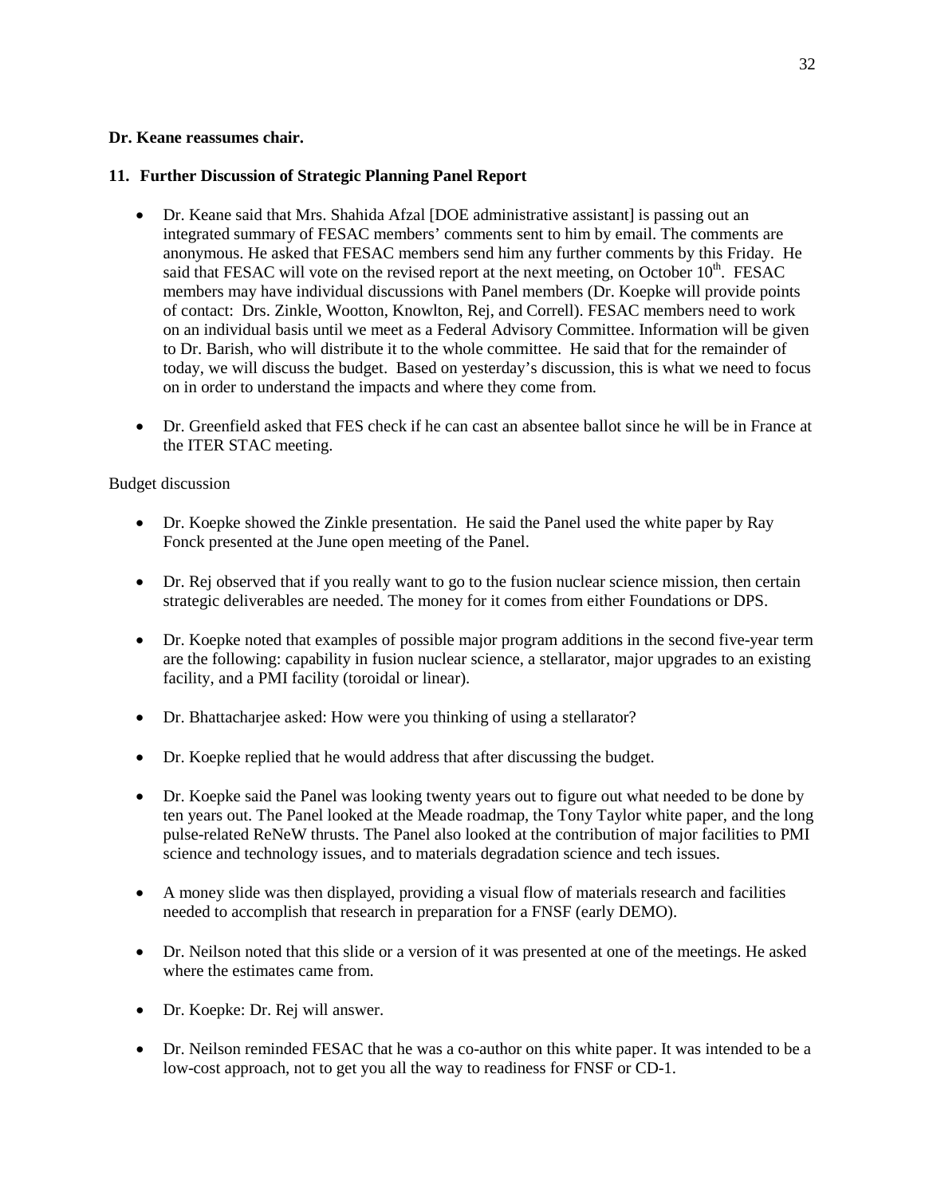**Dr. Keane reassumes chair.**

**11. Further Discussion of Strategic Planning Panel Report**

- Dr. Keane said that Mrs. Shahida Afzal [DOE administrative assistant] is passing out an integrated summary of FESAC members' comments sent to him by email. The comments are anonymous. He asked that FESAC members send him any further comments by this Friday. He said that FESAC will vote on the revised report at the next meeting, on October 10th. FESAC members may have individual discussions with Panel members (Dr. Koepke will provide points of contact: Drs. Zinkle, Wootton, Knowlton, Rej, and Correll). FESAC members need to work on an individual basis until we meet as a Federal Advisory Committee. Information will be given to Dr. Barish, who will distribute it to the whole committee. He said that for the remainder of today, we will discuss the budget. Based on yesterday's discussion, this is what we need to focus on in order to understand the impacts and where they come from.

- Dr. Greenfield asked that FES check if he can cast an absentee ballot since he will be in France at the ITER STAC meeting.

Budget discussion

- Dr. Koepke showed the Zinkle presentation. He said the Panel used the white paper by Ray Fonck presented at the June open meeting of the Panel.

- Dr. Rej observed that if you really want to go to the fusion nuclear science mission, then certain strategic deliverables are needed. The money for it comes from either Foundations or DPS.

- Dr. Koepke noted that examples of possible major program additions in the second five-year term are the following: capability in fusion nuclear science, a stellarator, major upgrades to an existing facility, and a PMI facility (toroidal or linear).

- Dr. Bhattacharjee asked: How were you thinking of using a stellarator?

- Dr. Koepke replied that he would address that after discussing the budget.

- Dr. Koepke said the Panel was looking twenty years out to figure out what needed to be done by ten years out. The Panel looked at the Meade roadmap, the Tony Taylor white paper, and the long pulse-related ReNeW thrusts. The Panel also looked at the contribution of major facilities to PMI science and technology issues, and to materials degradation science and tech issues.

- A money slide was then displayed, providing a visual flow of materials research and facilities needed to accomplish that research in preparation for a FNSF (early DEMO).

- Dr. Neilson noted that this slide or a version of it was presented at one of the meetings. He asked where the estimates came from.

- Dr. Koepke: Dr. Rej will answer.

- Dr. Neilson reminded FESAC that he was a co-author on this white paper. It was intended to be a low-cost approach, not to get you all the way to readiness for FNSF or CD-1.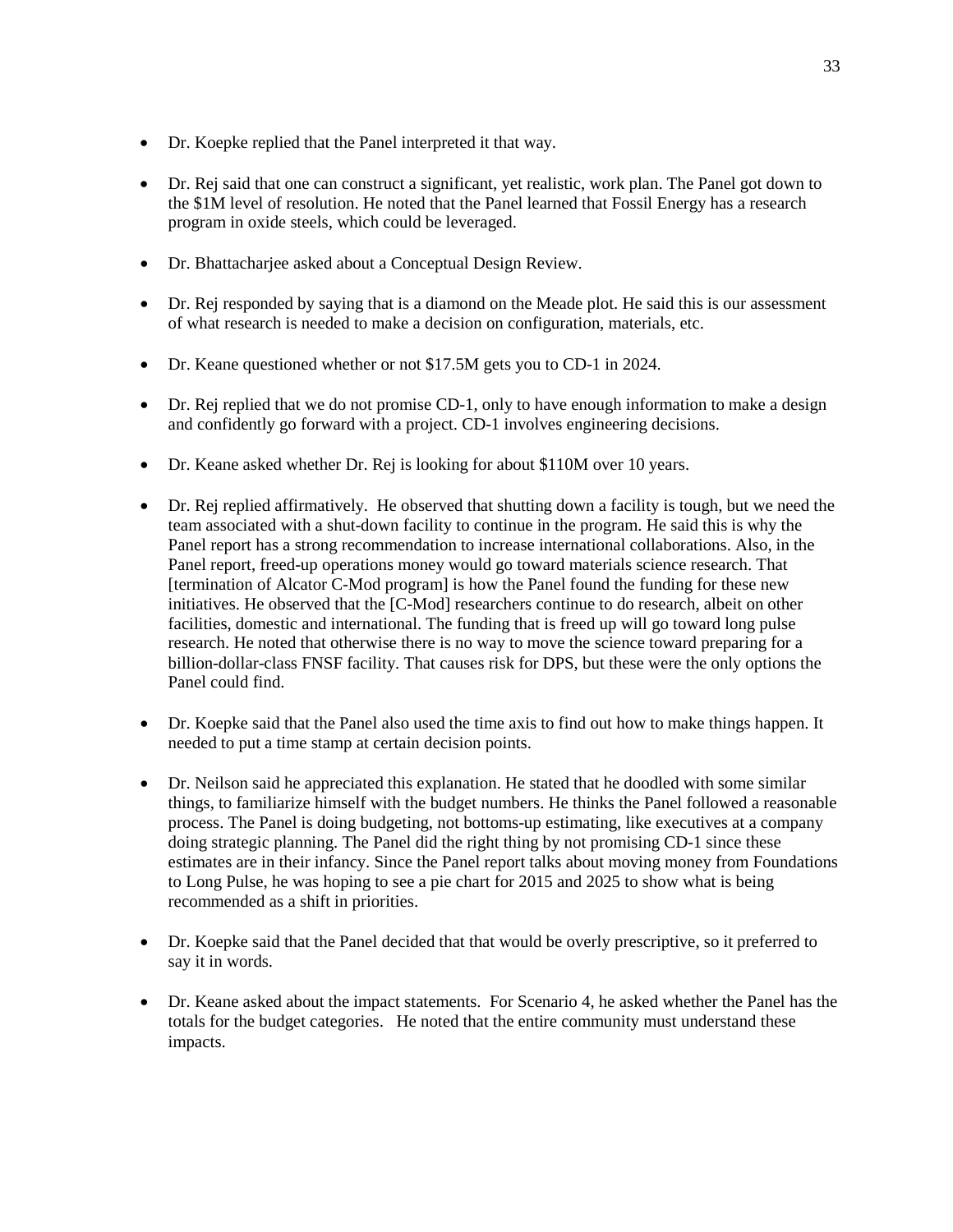- Dr. Koepke replied that the Panel interpreted it that way.

- Dr. Rej said that one can construct a significant, yet realistic, work plan. The Panel got down to the $1M level of resolution. He noted that the Panel learned that Fossil Energy has a research program in oxide steels, which could be leveraged.

- Dr. Bhattacharjee asked about a Conceptual Design Review.

- Dr. Rej responded by saying that is a diamond on the Meade plot. He said this is our assessment of what research is needed to make a decision on configuration, materials, etc.

- Dr. Keane questioned whether or not $17.5M gets you to CD-1 in 2024.

- Dr. Rej replied that we do not promise CD-1, only to have enough information to make a design and confidently go forward with a project. CD-1 involves engineering decisions.

- Dr. Keane asked whether Dr. Rej is looking for about $110M over 10 years.

- Dr. Rej replied affirmatively. He observed that shutting down a facility is tough, but we need the team associated with a shut-down facility to continue in the program. He said this is why the Panel report has a strong recommendation to increase international collaborations. Also, in the Panel report, freed-up operations money would go toward materials science research. That [termination of Alcator C-Mod program] is how the Panel found the funding for these new initiatives. He observed that the [C-Mod] researchers continue to do research, albeit on other facilities, domestic and international. The funding that is freed up will go toward long pulse research. He noted that otherwise there is no way to move the science toward preparing for a billion-dollar-class FNSF facility. That causes risk for DPS, but these were the only options the Panel could find.

- Dr. Koepke said that the Panel also used the time axis to find out how to make things happen. It needed to put a time stamp at certain decision points.

- Dr. Neilson said he appreciated this explanation. He stated that he doodled with some similar things, to familiarize himself with the budget numbers. He thinks the Panel followed a reasonable process. The Panel is doing budgeting, not bottoms-up estimating, like executives at a company doing strategic planning. The Panel did the right thing by not promising CD-1 since these estimates are in their infancy. Since the Panel report talks about moving money from Foundations to Long Pulse, he was hoping to see a pie chart for 2015 and 2025 to show what is being recommended as a shift in priorities.

- Dr. Koepke said that the Panel decided that that would be overly prescriptive, so it preferred to say it in words.

- Dr. Keane asked about the impact statements. For Scenario 4, he asked whether the Panel has the totals for the budget categories. He noted that the entire community must understand these impacts.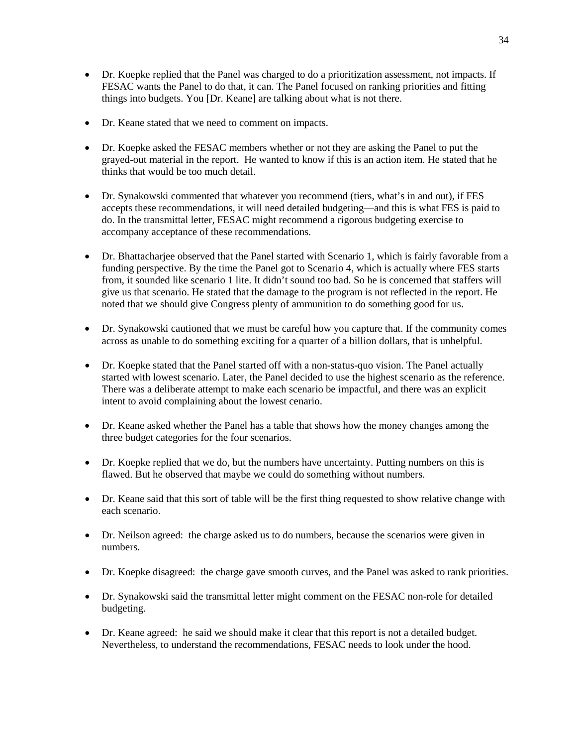- Dr. Koepke replied that the Panel was charged to do a prioritization assessment, not impacts. If FESAC wants the Panel to do that, it can. The Panel focused on ranking priorities and fitting things into budgets. You [Dr. Keane] are talking about what is not there.

- Dr. Keane stated that we need to comment on impacts.

- Dr. Koepke asked the FESAC members whether or not they are asking the Panel to put the grayed-out material in the report. He wanted to know if this is an action item. He stated that he thinks that would be too much detail.

- Dr. Synakowski commented that whatever you recommend (tiers, what's in and out), if FES accepts these recommendations, it will need detailed budgeting—and this is what FES is paid to do. In the transmittal letter, FESAC might recommend a rigorous budgeting exercise to accompany acceptance of these recommendations.

- Dr. Bhattacharjee observed that the Panel started with Scenario 1, which is fairly favorable from a funding perspective. By the time the Panel got to Scenario 4, which is actually where FES starts from, it sounded like scenario 1 lite. It didn't sound too bad. So he is concerned that staffers will give us that scenario. He stated that the damage to the program is not reflected in the report. He noted that we should give Congress plenty of ammunition to do something good for us.

- Dr. Synakowski cautioned that we must be careful how you capture that. If the community comes across as unable to do something exciting for a quarter of a billion dollars, that is unhelpful.

- Dr. Koepke stated that the Panel started off with a non-status-quo vision. The Panel actually started with lowest scenario. Later, the Panel decided to use the highest scenario as the reference. There was a deliberate attempt to make each scenario be impactful, and there was an explicit intent to avoid complaining about the lowest cenario.

- Dr. Keane asked whether the Panel has a table that shows how the money changes among the three budget categories for the four scenarios.

- Dr. Koepke replied that we do, but the numbers have uncertainty. Putting numbers on this is flawed. But he observed that maybe we could do something without numbers.

- Dr. Keane said that this sort of table will be the first thing requested to show relative change with each scenario.

- Dr. Neilson agreed: the charge asked us to do numbers, because the scenarios were given in numbers.

- Dr. Koepke disagreed: the charge gave smooth curves, and the Panel was asked to rank priorities.

- Dr. Synakowski said the transmittal letter might comment on the FESAC non-role for detailed budgeting.

- Dr. Keane agreed: he said we should make it clear that this report is not a detailed budget. Nevertheless, to understand the recommendations, FESAC needs to look under the hood.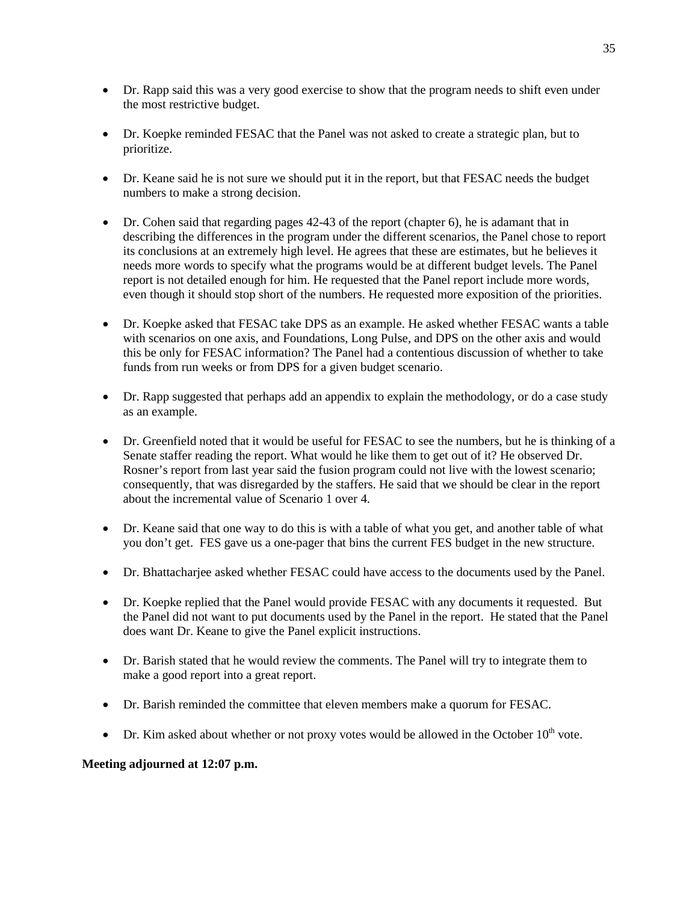- Dr. Rapp said this was a very good exercise to show that the program needs to shift even under the most restrictive budget.

- Dr. Koepke reminded FESAC that the Panel was not asked to create a strategic plan, but to prioritize.

- Dr. Keane said he is not sure we should put it in the report, but that FESAC needs the budget numbers to make a strong decision.

- Dr. Cohen said that regarding pages 42-43 of the report (chapter 6), he is adamant that in describing the differences in the program under the different scenarios, the Panel chose to report its conclusions at an extremely high level. He agrees that these are estimates, but he believes it needs more words to specify what the programs would be at different budget levels. The Panel report is not detailed enough for him. He requested that the Panel report include more words, even though it should stop short of the numbers. He requested more exposition of the priorities.

- Dr. Koepke asked that FESAC take DPS as an example. He asked whether FESAC wants a table with scenarios on one axis, and Foundations, Long Pulse, and DPS on the other axis and would this be only for FESAC information? The Panel had a contentious discussion of whether to take funds from run weeks or from DPS for a given budget scenario.

- Dr. Rapp suggested that perhaps add an appendix to explain the methodology, or do a case study as an example.

- Dr. Greenfield noted that it would be useful for FESAC to see the numbers, but he is thinking of a Senate staffer reading the report. What would he like them to get out of it? He observed Dr. Rosner's report from last year said the fusion program could not live with the lowest scenario; consequently, that was disregarded by the staffers. He said that we should be clear in the report about the incremental value of Scenario 1 over 4.

- Dr. Keane said that one way to do this is with a table of what you get, and another table of what you don't get. FES gave us a one-pager that bins the current FES budget in the new structure.

- Dr. Bhattacharjee asked whether FESAC could have access to the documents used by the Panel.

- Dr. Koepke replied that the Panel would provide FESAC with any documents it requested. But the Panel did not want to put documents used by the Panel in the report. He stated that the Panel does want Dr. Keane to give the Panel explicit instructions.

- Dr. Barish stated that he would review the comments. The Panel will try to integrate them to make a good report into a great report.

- Dr. Barish reminded the committee that eleven members make a quorum for FESAC.

- Dr. Kim asked about whether or not proxy votes would be allowed in the October 10th vote.

**Meeting adjourned at 12:07 p.m.**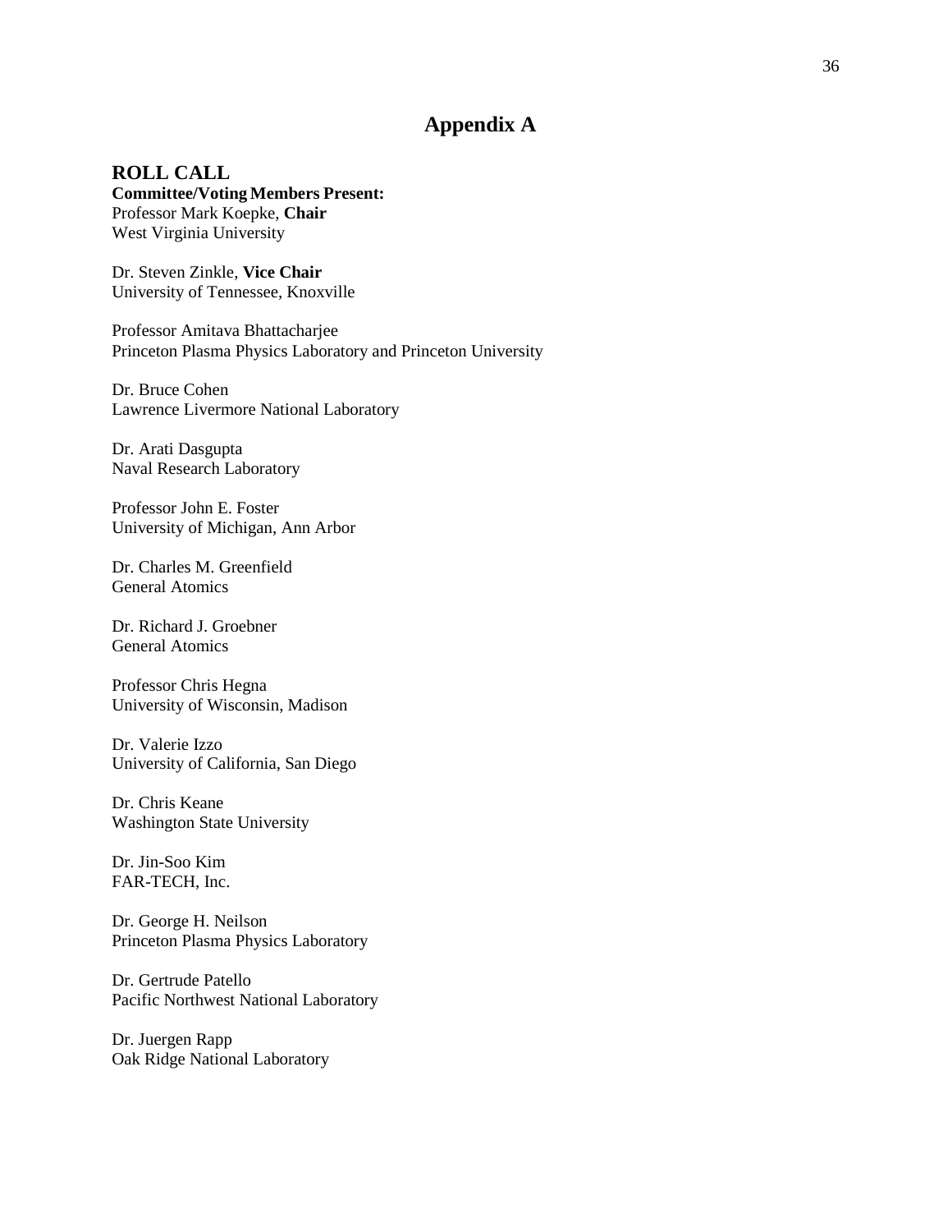# Appendix A

## ROLL CALL

**Committee/Voting Members Present:**

Professor Mark Koepke, **Chair**
West Virginia University

Dr. Steven Zinkle, **Vice Chair**
University of Tennessee, Knoxville

Professor Amitava Bhattacharjee
Princeton Plasma Physics Laboratory and Princeton University

Dr. Bruce Cohen
Lawrence Livermore National Laboratory

Dr. Arati Dasgupta
Naval Research Laboratory

Professor John E. Foster
University of Michigan, Ann Arbor

Dr. Charles M. Greenfield
General Atomics

Dr. Richard J. Groebner
General Atomics

Professor Chris Hegna
University of Wisconsin, Madison

Dr. Valerie Izzo
University of California, San Diego

Dr. Chris Keane
Washington State University

Dr. Jin-Soo Kim
FAR-TECH, Inc.

Dr. George H. Neilson
Princeton Plasma Physics Laboratory

Dr. Gertrude Patello
Pacific Northwest National Laboratory

Dr. Juergen Rapp
Oak Ridge National Laboratory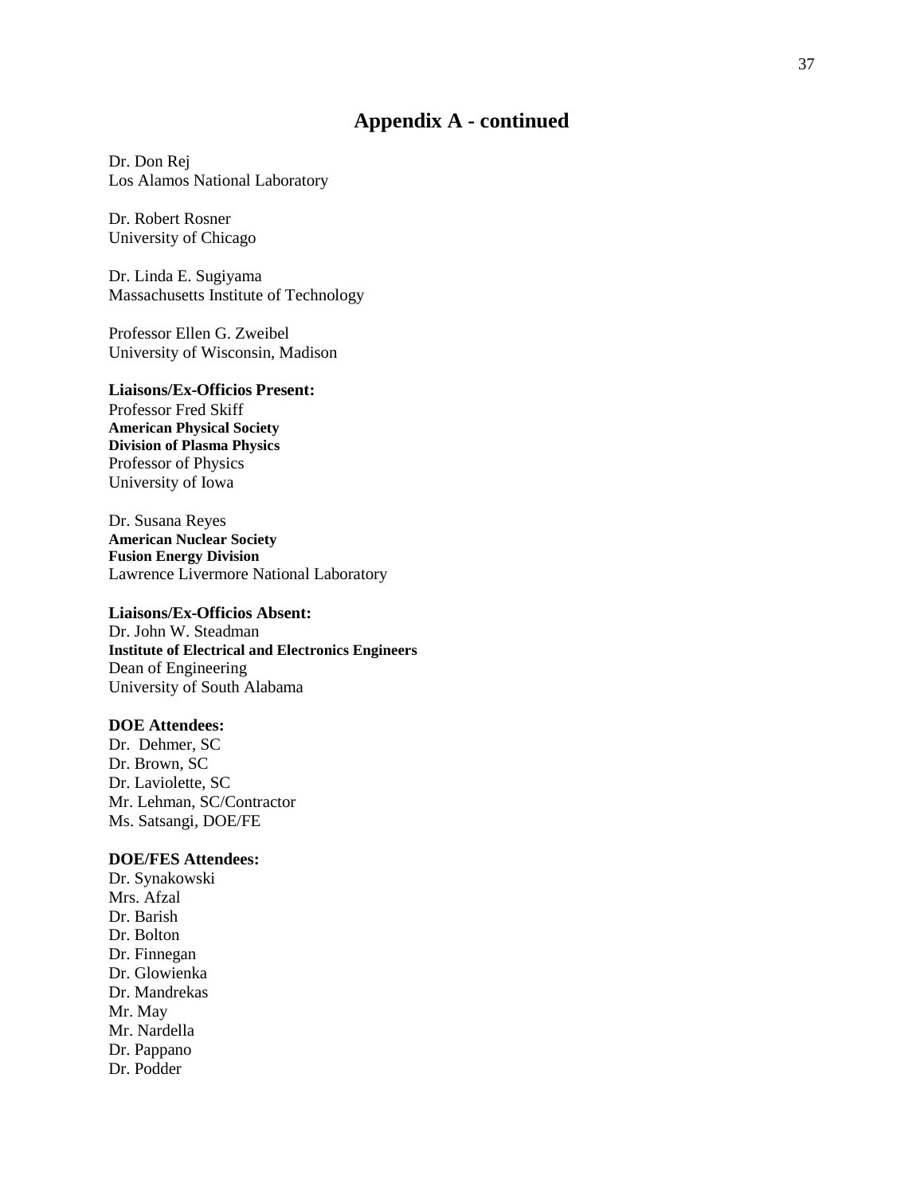## Appendix A - continued

Dr. Don Rej
Los Alamos National Laboratory

Dr. Robert Rosner
University of Chicago

Dr. Linda E. Sugiyama
Massachusetts Institute of Technology

Professor Ellen G. Zweibel
University of Wisconsin, Madison

**Liaisons/Ex-Officios Present:**
Professor Fred Skiff
**American Physical Society**
**Division of Plasma Physics**
Professor of Physics
University of Iowa

Dr. Susana Reyes
**American Nuclear Society**
**Fusion Energy Division**
Lawrence Livermore National Laboratory

**Liaisons/Ex-Officios Absent:**
Dr. John W. Steadman
**Institute of Electrical and Electronics Engineers**
Dean of Engineering
University of South Alabama

**DOE Attendees:**
Dr. Dehmer, SC
Dr. Brown, SC
Dr. Laviolette, SC
Mr. Lehman, SC/Contractor
Ms. Satsangi, DOE/FE

**DOE/FES Attendees:**
Dr. Synakowski
Mrs. Afzal
Dr. Barish
Dr. Bolton
Dr. Finnegan
Dr. Glowienka
Dr. Mandrekas
Mr. May
Mr. Nardella
Dr. Pappano
Dr. Podder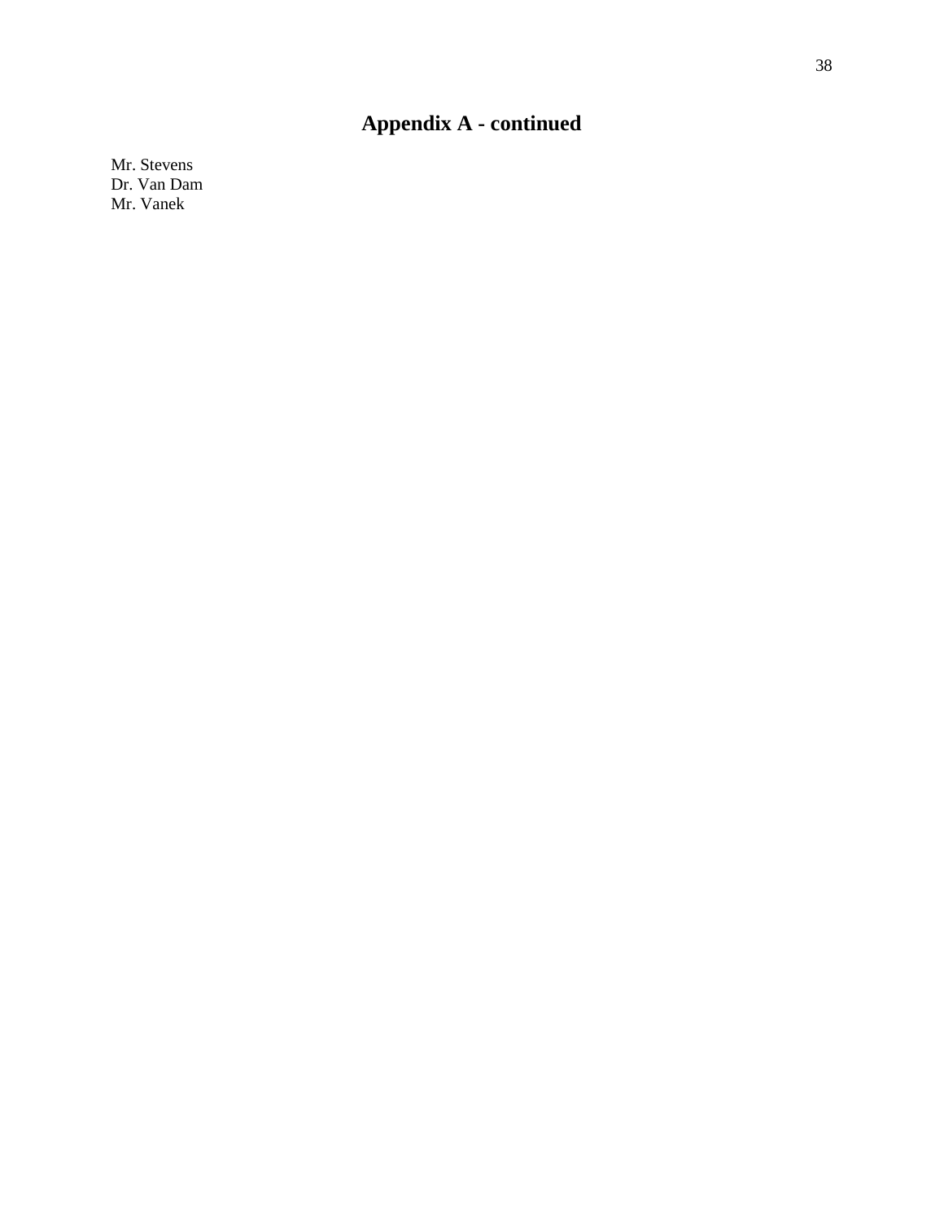# Appendix A - continued

Mr. Stevens
Dr. Van Dam
Mr. Vanek